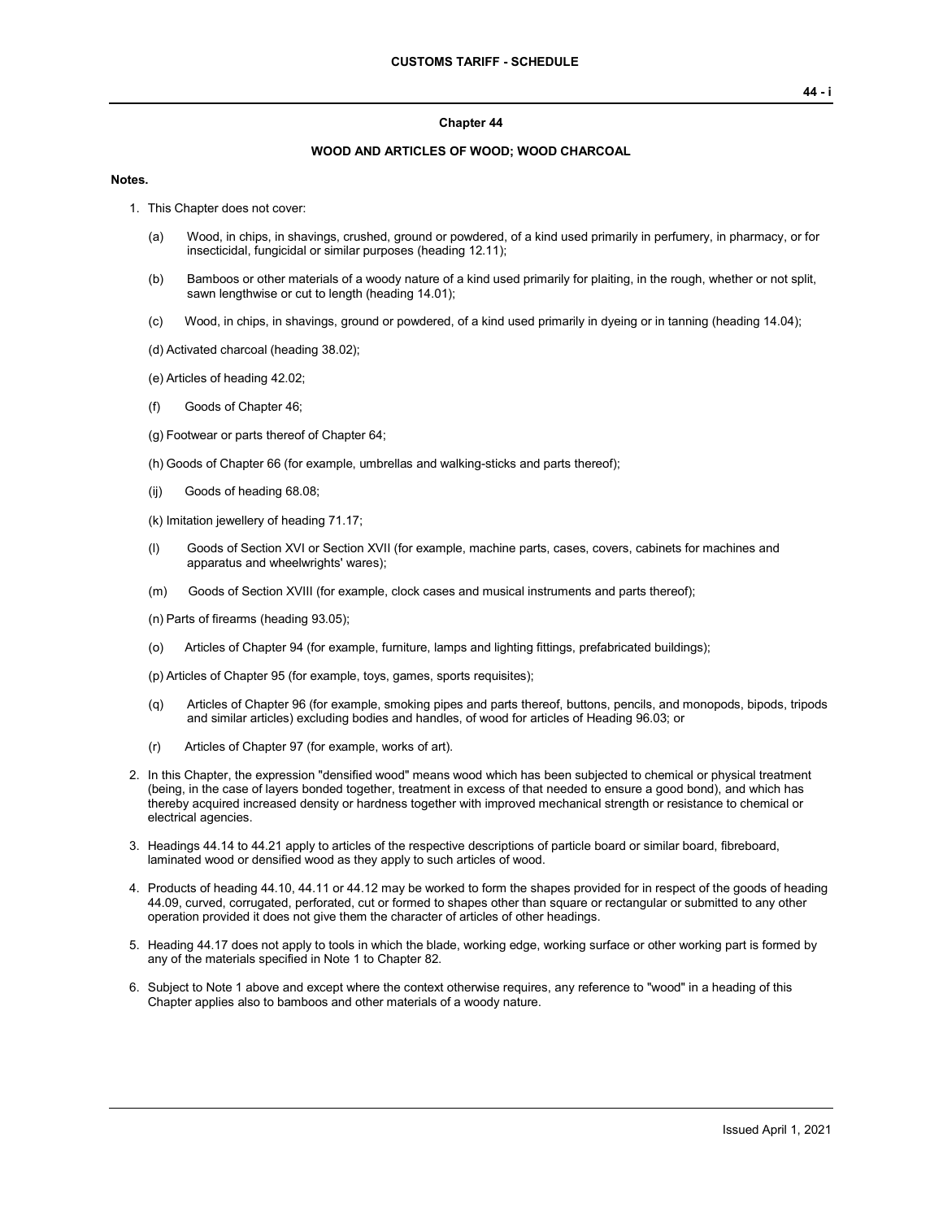## Chapter 44

## WOOD AND ARTICLES OF WOOD; WOOD CHARCOAL

**Notes.**

1. This Chapter does not cover:

   (a) Wood, in chips, in shavings, crushed, ground or powdered, of a kind used primarily in perfumery, in pharmacy, or for insecticidal, fungicidal or similar purposes (heading 12.11);

   (b) Bamboos or other materials of a woody nature of a kind used primarily for plaiting, in the rough, whether or not split, sawn lengthwise or cut to length (heading 14.01);

   (c) Wood, in chips, in shavings, ground or powdered, of a kind used primarily in dyeing or in tanning (heading 14.04);

   (d) Activated charcoal (heading 38.02);

   (e) Articles of heading 42.02;

   (f) Goods of Chapter 46;

   (g) Footwear or parts thereof of Chapter 64;

   (h) Goods of Chapter 66 (for example, umbrellas and walking-sticks and parts thereof);

   (ij) Goods of heading 68.08;

   (k) Imitation jewellery of heading 71.17;

   (l) Goods of Section XVI or Section XVII (for example, machine parts, cases, covers, cabinets for machines and apparatus and wheelwrights' wares);

   (m) Goods of Section XVIII (for example, clock cases and musical instruments and parts thereof);

   (n) Parts of firearms (heading 93.05);

   (o) Articles of Chapter 94 (for example, furniture, lamps and lighting fittings, prefabricated buildings);

   (p) Articles of Chapter 95 (for example, toys, games, sports requisites);

   (q) Articles of Chapter 96 (for example, smoking pipes and parts thereof, buttons, pencils, and monopods, bipods, tripods and similar articles) excluding bodies and handles, of wood for articles of Heading 96.03; or

   (r) Articles of Chapter 97 (for example, works of art).

2. In this Chapter, the expression "densified wood" means wood which has been subjected to chemical or physical treatment (being, in the case of layers bonded together, treatment in excess of that needed to ensure a good bond), and which has thereby acquired increased density or hardness together with improved mechanical strength or resistance to chemical or electrical agencies.

3. Headings 44.14 to 44.21 apply to articles of the respective descriptions of particle board or similar board, fibreboard, laminated wood or densified wood as they apply to such articles of wood.

4. Products of heading 44.10, 44.11 or 44.12 may be worked to form the shapes provided for in respect of the goods of heading 44.09, curved, corrugated, perforated, cut or formed to shapes other than square or rectangular or submitted to any other operation provided it does not give them the character of articles of other headings.

5. Heading 44.17 does not apply to tools in which the blade, working edge, working surface or other working part is formed by any of the materials specified in Note 1 to Chapter 82.

6. Subject to Note 1 above and except where the context otherwise requires, any reference to "wood" in a heading of this Chapter applies also to bamboos and other materials of a woody nature.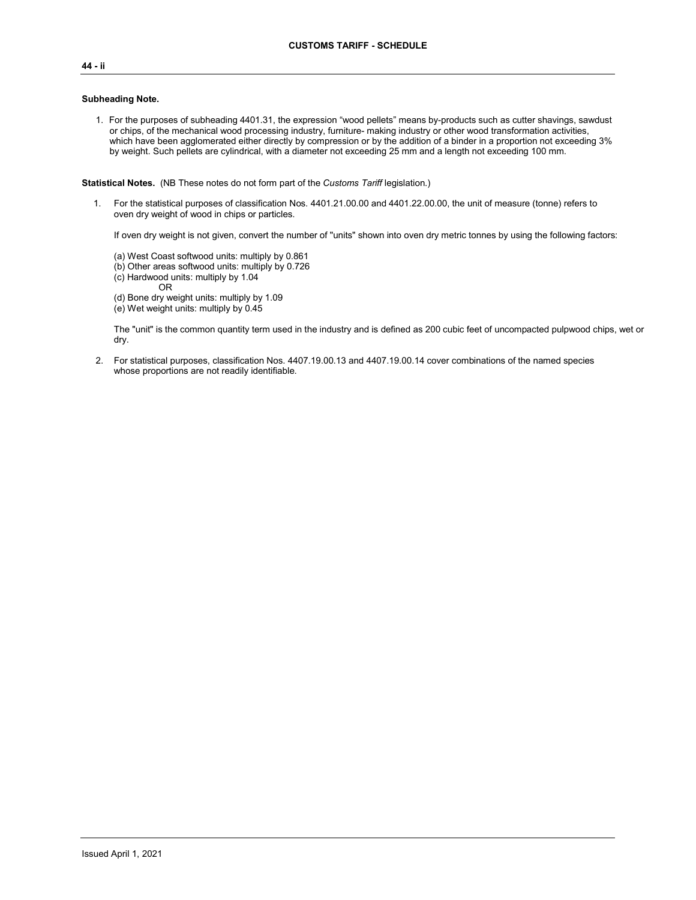**Subheading Note.**

1. For the purposes of subheading 4401.31, the expression "wood pellets" means by-products such as cutter shavings, sawdust or chips, of the mechanical wood processing industry, furniture- making industry or other wood transformation activities, which have been agglomerated either directly by compression or by the addition of a binder in a proportion not exceeding 3% by weight. Such pellets are cylindrical, with a diameter not exceeding 25 mm and a length not exceeding 100 mm.

**Statistical Notes.** (NB These notes do not form part of the *Customs Tariff* legislation.)

1. For the statistical purposes of classification Nos. 4401.21.00.00 and 4401.22.00.00, the unit of measure (tonne) refers to oven dry weight of wood in chips or particles.

   If oven dry weight is not given, convert the number of "units" shown into oven dry metric tonnes by using the following factors:

   (a) West Coast softwood units: multiply by 0.861
   (b) Other areas softwood units: multiply by 0.726
   (c) Hardwood units: multiply by 1.04
   OR
   (d) Bone dry weight units: multiply by 1.09
   (e) Wet weight units: multiply by 0.45

   The "unit" is the common quantity term used in the industry and is defined as 200 cubic feet of uncompacted pulpwood chips, wet or dry.

2. For statistical purposes, classification Nos. 4407.19.00.13 and 4407.19.00.14 cover combinations of the named species whose proportions are not readily identifiable.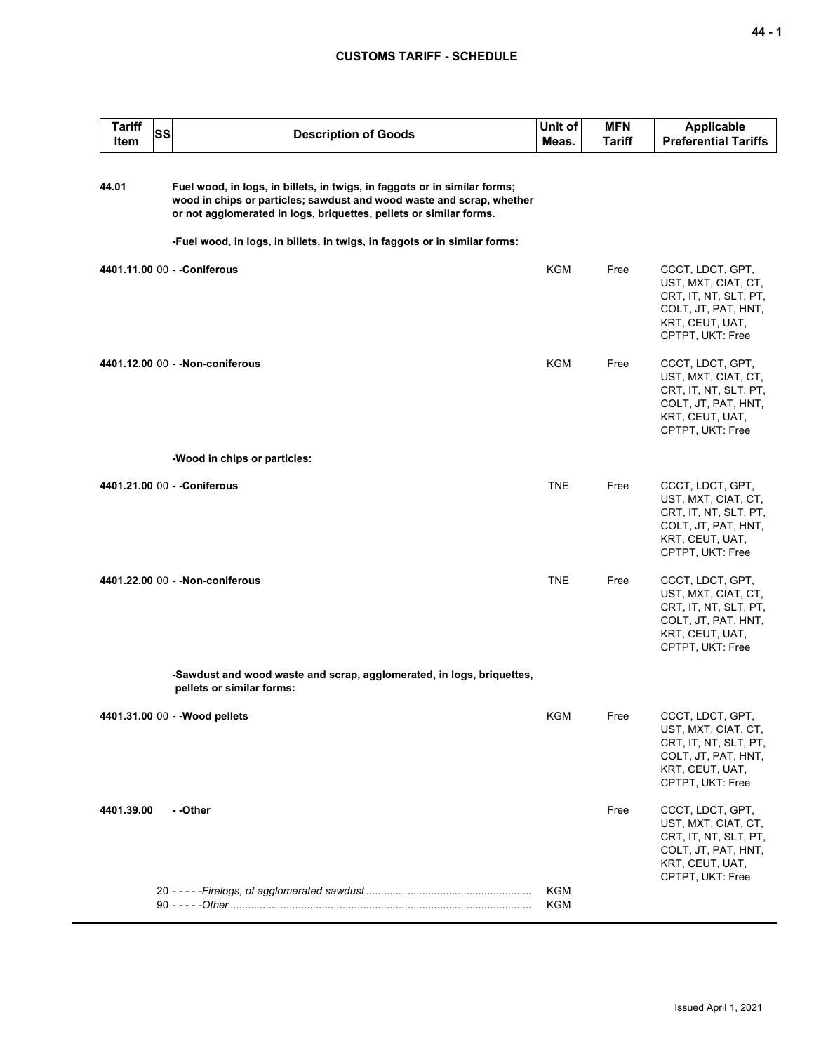| Tariff Item | SS | Description of Goods | Unit of Meas. | MFN Tariff | Applicable Preferential Tariffs |
|---|---|---|---|---|---|
| **44.01** | | **Fuel wood, in logs, in billets, in twigs, in faggots or in similar forms; wood in chips or particles; sawdust and wood waste and scrap, whether or not agglomerated in logs, briquettes, pellets or similar forms.** | | | |
| | | **-Fuel wood, in logs, in billets, in twigs, in faggots or in similar forms:** | | | |
| **4401.11.00** | 00 | **- -Coniferous** | KGM | Free | CCCT, LDCT, GPT, UST, MXT, CIAT, CT, CRT, IT, NT, SLT, PT, COLT, JT, PAT, HNT, KRT, CEUT, UAT, CPTPT, UKT: Free |
| **4401.12.00** | 00 | **- -Non-coniferous** | KGM | Free | CCCT, LDCT, GPT, UST, MXT, CIAT, CT, CRT, IT, NT, SLT, PT, COLT, JT, PAT, HNT, KRT, CEUT, UAT, CPTPT, UKT: Free |
| | | **-Wood in chips or particles:** | | | |
| **4401.21.00** | 00 | **- -Coniferous** | TNE | Free | CCCT, LDCT, GPT, UST, MXT, CIAT, CT, CRT, IT, NT, SLT, PT, COLT, JT, PAT, HNT, KRT, CEUT, UAT, CPTPT, UKT: Free |
| **4401.22.00** | 00 | **- -Non-coniferous** | TNE | Free | CCCT, LDCT, GPT, UST, MXT, CIAT, CT, CRT, IT, NT, SLT, PT, COLT, JT, PAT, HNT, KRT, CEUT, UAT, CPTPT, UKT: Free |
| | | **-Sawdust and wood waste and scrap, agglomerated, in logs, briquettes, pellets or similar forms:** | | | |
| **4401.31.00** | 00 | **- -Wood pellets** | KGM | Free | CCCT, LDCT, GPT, UST, MXT, CIAT, CT, CRT, IT, NT, SLT, PT, COLT, JT, PAT, HNT, KRT, CEUT, UAT, CPTPT, UKT: Free |
| **4401.39.00** | | **- -Other** | | Free | CCCT, LDCT, GPT, UST, MXT, CIAT, CT, CRT, IT, NT, SLT, PT, COLT, JT, PAT, HNT, KRT, CEUT, UAT, CPTPT, UKT: Free |
| | 20 | - - - - -*Firelogs, of agglomerated sawdust* | KGM | | |
| | 90 | - - - - -*Other* | KGM | | |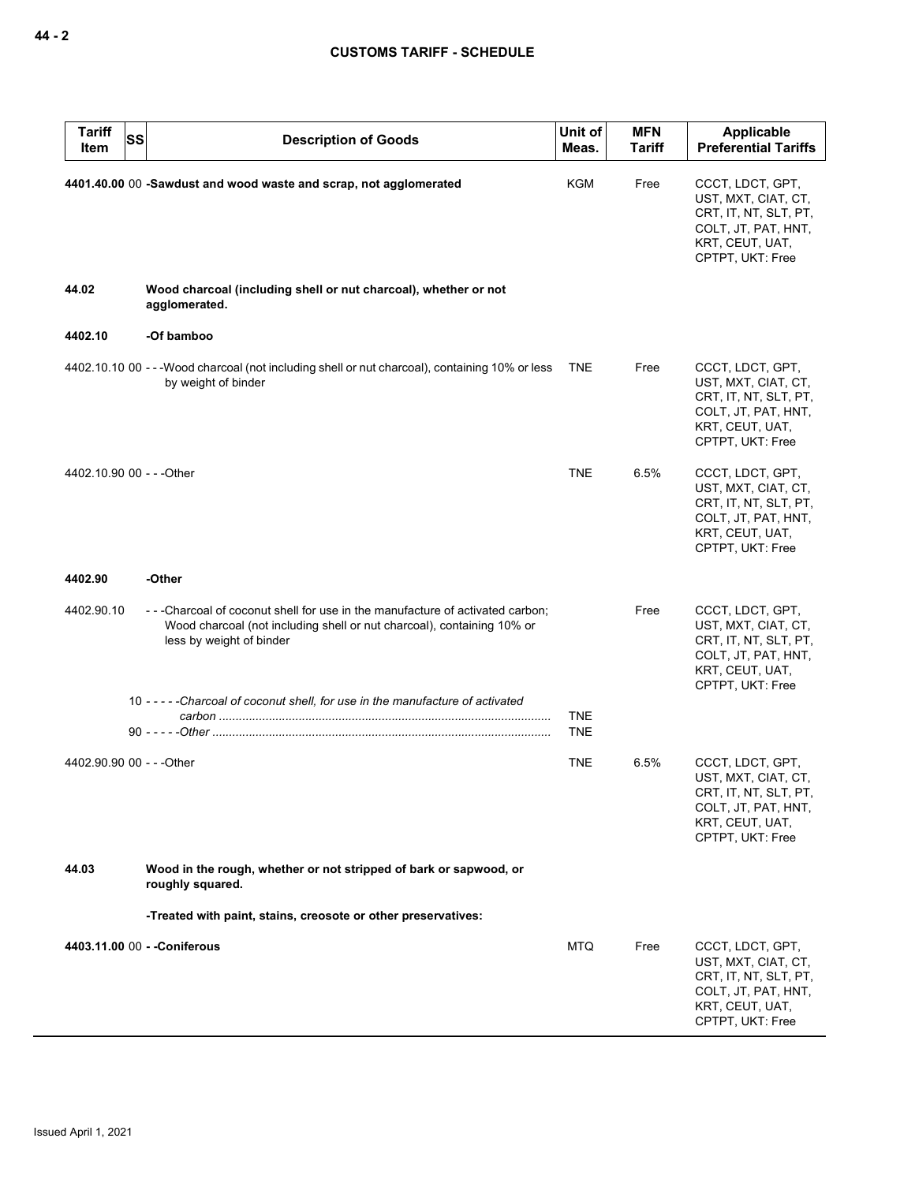| Tariff Item | SS | Description of Goods | Unit of Meas. | MFN Tariff | Applicable Preferential Tariffs |
|---|---|---|---|---|---|
| **4401.40.00** | 00 | **-Sawdust and wood waste and scrap, not agglomerated** | KGM | Free | CCCT, LDCT, GPT, UST, MXT, CIAT, CT, CRT, IT, NT, SLT, PT, COLT, JT, PAT, HNT, KRT, CEUT, UAT, CPTPT, UKT: Free |
| **44.02** | | **Wood charcoal (including shell or nut charcoal), whether or not agglomerated.** | | | |
| **4402.10** | | **-Of bamboo** | | | |
| 4402.10.10 | 00 | - - -Wood charcoal (not including shell or nut charcoal), containing 10% or less by weight of binder | TNE | Free | CCCT, LDCT, GPT, UST, MXT, CIAT, CT, CRT, IT, NT, SLT, PT, COLT, JT, PAT, HNT, KRT, CEUT, UAT, CPTPT, UKT: Free |
| 4402.10.90 | 00 | - - -Other | TNE | 6.5% | CCCT, LDCT, GPT, UST, MXT, CIAT, CT, CRT, IT, NT, SLT, PT, COLT, JT, PAT, HNT, KRT, CEUT, UAT, CPTPT, UKT: Free |
| **4402.90** | | **-Other** | | | |
| 4402.90.10 | | - - -Charcoal of coconut shell for use in the manufacture of activated carbon; Wood charcoal (not including shell or nut charcoal), containing 10% or less by weight of binder | | Free | CCCT, LDCT, GPT, UST, MXT, CIAT, CT, CRT, IT, NT, SLT, PT, COLT, JT, PAT, HNT, KRT, CEUT, UAT, CPTPT, UKT: Free |
| | 10 | - - - - -*Charcoal of coconut shell, for use in the manufacture of activated carbon* | TNE | | |
| | 90 | - - - - -*Other* | TNE | | |
| 4402.90.90 | 00 | - - -Other | TNE | 6.5% | CCCT, LDCT, GPT, UST, MXT, CIAT, CT, CRT, IT, NT, SLT, PT, COLT, JT, PAT, HNT, KRT, CEUT, UAT, CPTPT, UKT: Free |
| **44.03** | | **Wood in the rough, whether or not stripped of bark or sapwood, or roughly squared.** | | | |
| | | **-Treated with paint, stains, creosote or other preservatives:** | | | |
| **4403.11.00** | 00 | **- -Coniferous** | MTQ | Free | CCCT, LDCT, GPT, UST, MXT, CIAT, CT, CRT, IT, NT, SLT, PT, COLT, JT, PAT, HNT, KRT, CEUT, UAT, CPTPT, UKT: Free |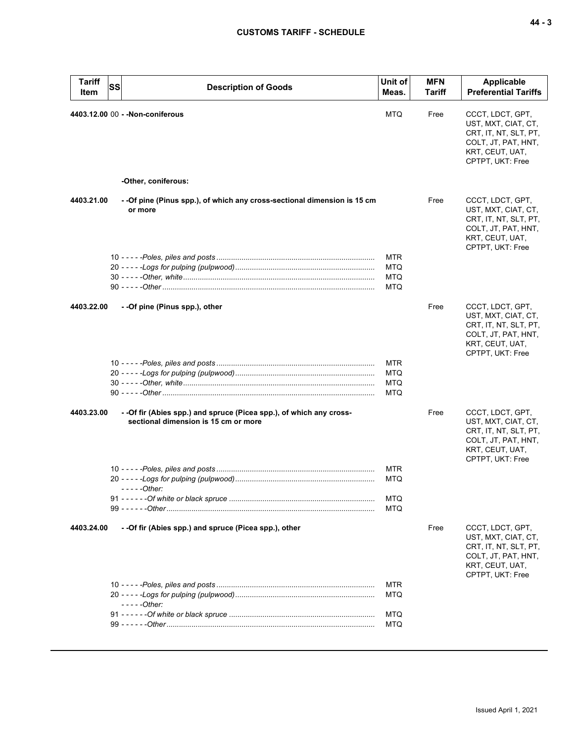| Tariff Item | SS | Description of Goods | Unit of Meas. | MFN Tariff | Applicable Preferential Tariffs |
|---|---|---|---|---|---|
| 4403.12.00 | 00 | - -Non-coniferous | MTQ | Free | CCCT, LDCT, GPT, UST, MXT, CIAT, CT, CRT, IT, NT, SLT, PT, COLT, JT, PAT, HNT, KRT, CEUT, UAT, CPTPT, UKT: Free |
| | | -Other, coniferous: | | | |
| 4403.21.00 | | - -Of pine (Pinus spp.), of which any cross-sectional dimension is 15 cm or more | | Free | CCCT, LDCT, GPT, UST, MXT, CIAT, CT, CRT, IT, NT, SLT, PT, COLT, JT, PAT, HNT, KRT, CEUT, UAT, CPTPT, UKT: Free |
| | 10 | - - - - -*Poles, piles and posts* | MTR | | |
| | 20 | - - - - -*Logs for pulping (pulpwood)* | MTQ | | |
| | 30 | - - - - -*Other, white* | MTQ | | |
| | 90 | - - - - -*Other* | MTQ | | |
| 4403.22.00 | | - -Of pine (Pinus spp.), other | | Free | CCCT, LDCT, GPT, UST, MXT, CIAT, CT, CRT, IT, NT, SLT, PT, COLT, JT, PAT, HNT, KRT, CEUT, UAT, CPTPT, UKT: Free |
| | 10 | - - - - -*Poles, piles and posts* | MTR | | |
| | 20 | - - - - -*Logs for pulping (pulpwood)* | MTQ | | |
| | 30 | - - - - -*Other, white* | MTQ | | |
| | 90 | - - - - -*Other* | MTQ | | |
| 4403.23.00 | | - -Of fir (Abies spp.) and spruce (Picea spp.), of which any cross-sectional dimension is 15 cm or more | | Free | CCCT, LDCT, GPT, UST, MXT, CIAT, CT, CRT, IT, NT, SLT, PT, COLT, JT, PAT, HNT, KRT, CEUT, UAT, CPTPT, UKT: Free |
| | 10 | - - - - -*Poles, piles and posts* | MTR | | |
| | 20 | - - - - -*Logs for pulping (pulpwood)* | MTQ | | |
| | | - - - - -*Other:* | | | |
| | 91 | - - - - - -*Of white or black spruce* | MTQ | | |
| | 99 | - - - - - -*Other* | MTQ | | |
| 4403.24.00 | | - -Of fir (Abies spp.) and spruce (Picea spp.), other | | Free | CCCT, LDCT, GPT, UST, MXT, CIAT, CT, CRT, IT, NT, SLT, PT, COLT, JT, PAT, HNT, KRT, CEUT, UAT, CPTPT, UKT: Free |
| | 10 | - - - - -*Poles, piles and posts* | MTR | | |
| | 20 | - - - - -*Logs for pulping (pulpwood)* | MTQ | | |
| | | - - - - -*Other:* | | | |
| | 91 | - - - - - -*Of white or black spruce* | MTQ | | |
| | 99 | - - - - - -*Other* | MTQ | | |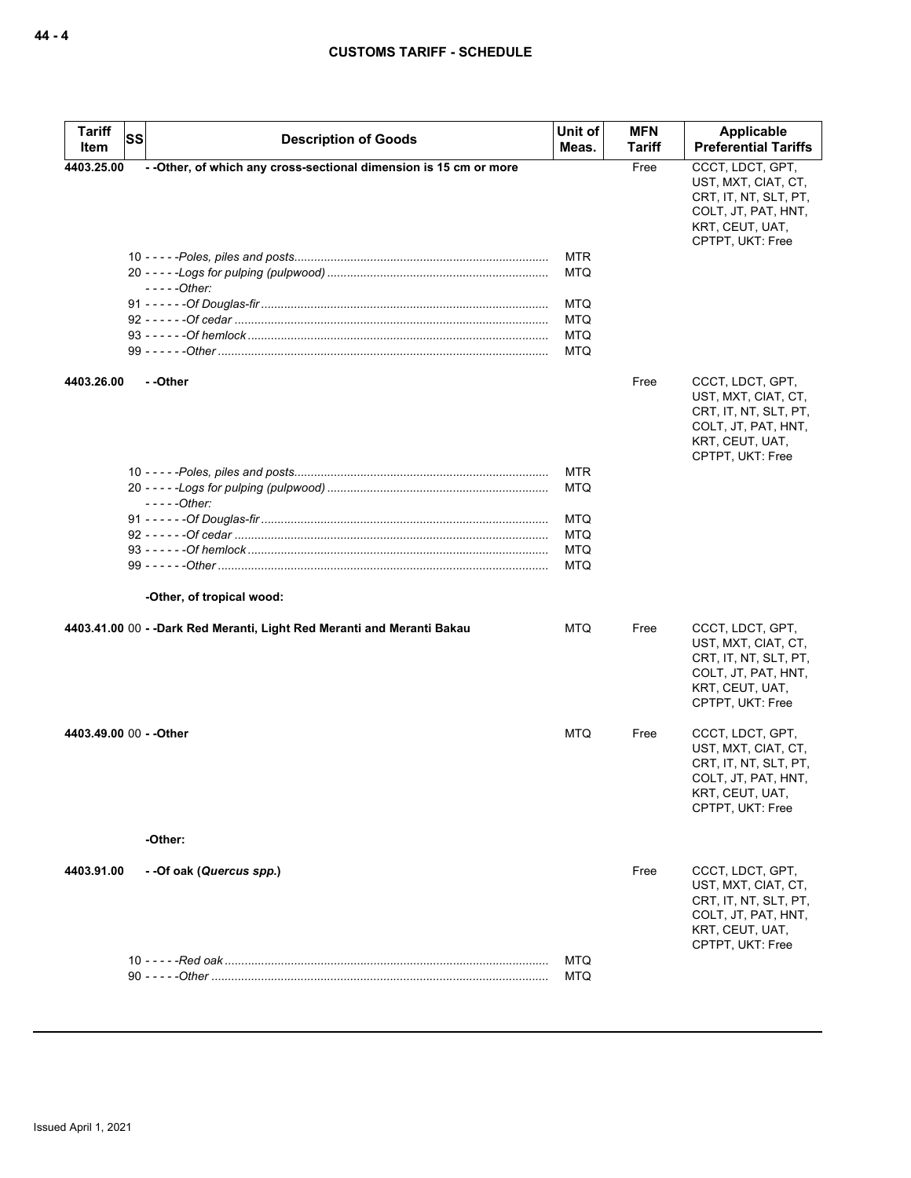| Tariff Item | SS | Description of Goods | Unit of Meas. | MFN Tariff | Applicable Preferential Tariffs |
|---|---|---|---|---|---|
| 4403.25.00 | | - -Other, of which any cross-sectional dimension is 15 cm or more | | Free | CCCT, LDCT, GPT, UST, MXT, CIAT, CT, CRT, IT, NT, SLT, PT, COLT, JT, PAT, HNT, KRT, CEUT, UAT, CPTPT, UKT: Free |
| | 10 | - - - - -*Poles, piles and posts* | MTR | | |
| | 20 | - - - - -*Logs for pulping (pulpwood)* | MTQ | | |
| | | - - - - -*Other:* | | | |
| | 91 | - - - - - -*Of Douglas-fir* | MTQ | | |
| | 92 | - - - - - -*Of cedar* | MTQ | | |
| | 93 | - - - - - -*Of hemlock* | MTQ | | |
| | 99 | - - - - - -*Other* | MTQ | | |
| 4403.26.00 | | - -Other | | Free | CCCT, LDCT, GPT, UST, MXT, CIAT, CT, CRT, IT, NT, SLT, PT, COLT, JT, PAT, HNT, KRT, CEUT, UAT, CPTPT, UKT: Free |
| | 10 | - - - - -*Poles, piles and posts* | MTR | | |
| | 20 | - - - - -*Logs for pulping (pulpwood)* | MTQ | | |
| | | - - - - -*Other:* | | | |
| | 91 | - - - - - -*Of Douglas-fir* | MTQ | | |
| | 92 | - - - - - -*Of cedar* | MTQ | | |
| | 93 | - - - - - -*Of hemlock* | MTQ | | |
| | 99 | - - - - - -*Other* | MTQ | | |
| | | -Other, of tropical wood: | | | |
| 4403.41.00 | 00 | - -Dark Red Meranti, Light Red Meranti and Meranti Bakau | MTQ | Free | CCCT, LDCT, GPT, UST, MXT, CIAT, CT, CRT, IT, NT, SLT, PT, COLT, JT, PAT, HNT, KRT, CEUT, UAT, CPTPT, UKT: Free |
| 4403.49.00 | 00 | - -Other | MTQ | Free | CCCT, LDCT, GPT, UST, MXT, CIAT, CT, CRT, IT, NT, SLT, PT, COLT, JT, PAT, HNT, KRT, CEUT, UAT, CPTPT, UKT: Free |
| | | -Other: | | | |
| 4403.91.00 | | - -Of oak (*Quercus spp.*) | | Free | CCCT, LDCT, GPT, UST, MXT, CIAT, CT, CRT, IT, NT, SLT, PT, COLT, JT, PAT, HNT, KRT, CEUT, UAT, CPTPT, UKT: Free |
| | 10 | - - - - -*Red oak* | MTQ | | |
| | 90 | - - - - -*Other* | MTQ | | |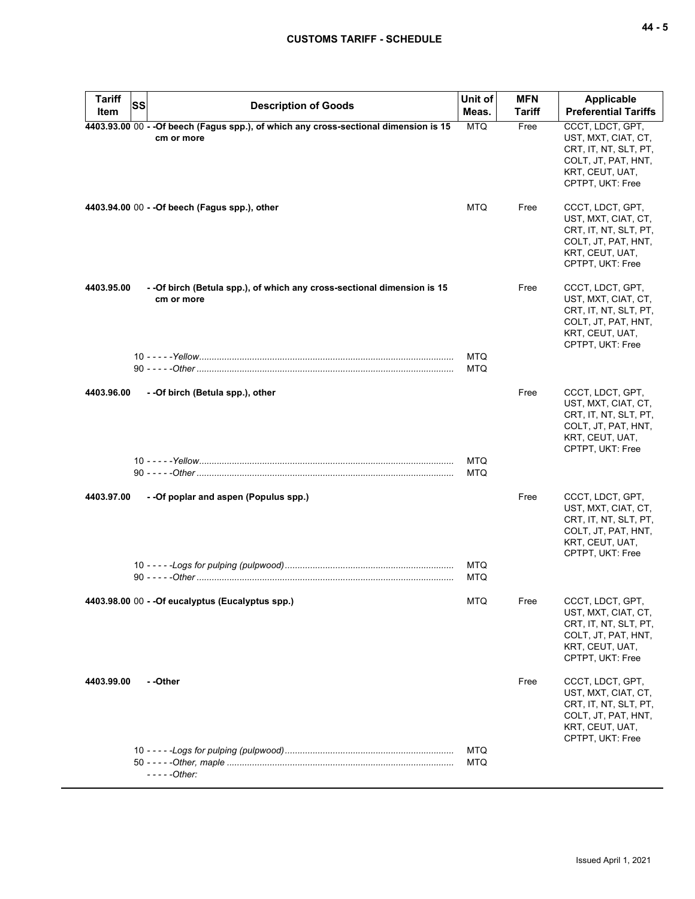| Tariff Item | SS | Description of Goods | Unit of Meas. | MFN Tariff | Applicable Preferential Tariffs |
|---|---|---|---|---|---|
| **4403.93.00** | 00 | **- -Of beech (Fagus spp.), of which any cross-sectional dimension is 15 cm or more** | MTQ | Free | CCCT, LDCT, GPT, UST, MXT, CIAT, CT, CRT, IT, NT, SLT, PT, COLT, JT, PAT, HNT, KRT, CEUT, UAT, CPTPT, UKT: Free |
| **4403.94.00** | 00 | **- -Of beech (Fagus spp.), other** | MTQ | Free | CCCT, LDCT, GPT, UST, MXT, CIAT, CT, CRT, IT, NT, SLT, PT, COLT, JT, PAT, HNT, KRT, CEUT, UAT, CPTPT, UKT: Free |
| **4403.95.00** | | **- -Of birch (Betula spp.), of which any cross-sectional dimension is 15 cm or more** | | Free | CCCT, LDCT, GPT, UST, MXT, CIAT, CT, CRT, IT, NT, SLT, PT, COLT, JT, PAT, HNT, KRT, CEUT, UAT, CPTPT, UKT: Free |
| | 10 | - - - - -*Yellow* | MTQ | | |
| | 90 | - - - - -*Other* | MTQ | | |
| **4403.96.00** | | **- -Of birch (Betula spp.), other** | | Free | CCCT, LDCT, GPT, UST, MXT, CIAT, CT, CRT, IT, NT, SLT, PT, COLT, JT, PAT, HNT, KRT, CEUT, UAT, CPTPT, UKT: Free |
| | 10 | - - - - -*Yellow* | MTQ | | |
| | 90 | - - - - -*Other* | MTQ | | |
| **4403.97.00** | | **- -Of poplar and aspen (Populus spp.)** | | Free | CCCT, LDCT, GPT, UST, MXT, CIAT, CT, CRT, IT, NT, SLT, PT, COLT, JT, PAT, HNT, KRT, CEUT, UAT, CPTPT, UKT: Free |
| | 10 | - - - - -*Logs for pulping (pulpwood)* | MTQ | | |
| | 90 | - - - - -*Other* | MTQ | | |
| **4403.98.00** | 00 | **- -Of eucalyptus (Eucalyptus spp.)** | MTQ | Free | CCCT, LDCT, GPT, UST, MXT, CIAT, CT, CRT, IT, NT, SLT, PT, COLT, JT, PAT, HNT, KRT, CEUT, UAT, CPTPT, UKT: Free |
| **4403.99.00** | | **- -Other** | | Free | CCCT, LDCT, GPT, UST, MXT, CIAT, CT, CRT, IT, NT, SLT, PT, COLT, JT, PAT, HNT, KRT, CEUT, UAT, CPTPT, UKT: Free |
| | 10 | - - - - -*Logs for pulping (pulpwood)* | MTQ | | |
| | 50 | - - - - -*Other, maple* | MTQ | | |
| | | - - - - -*Other:* | | | |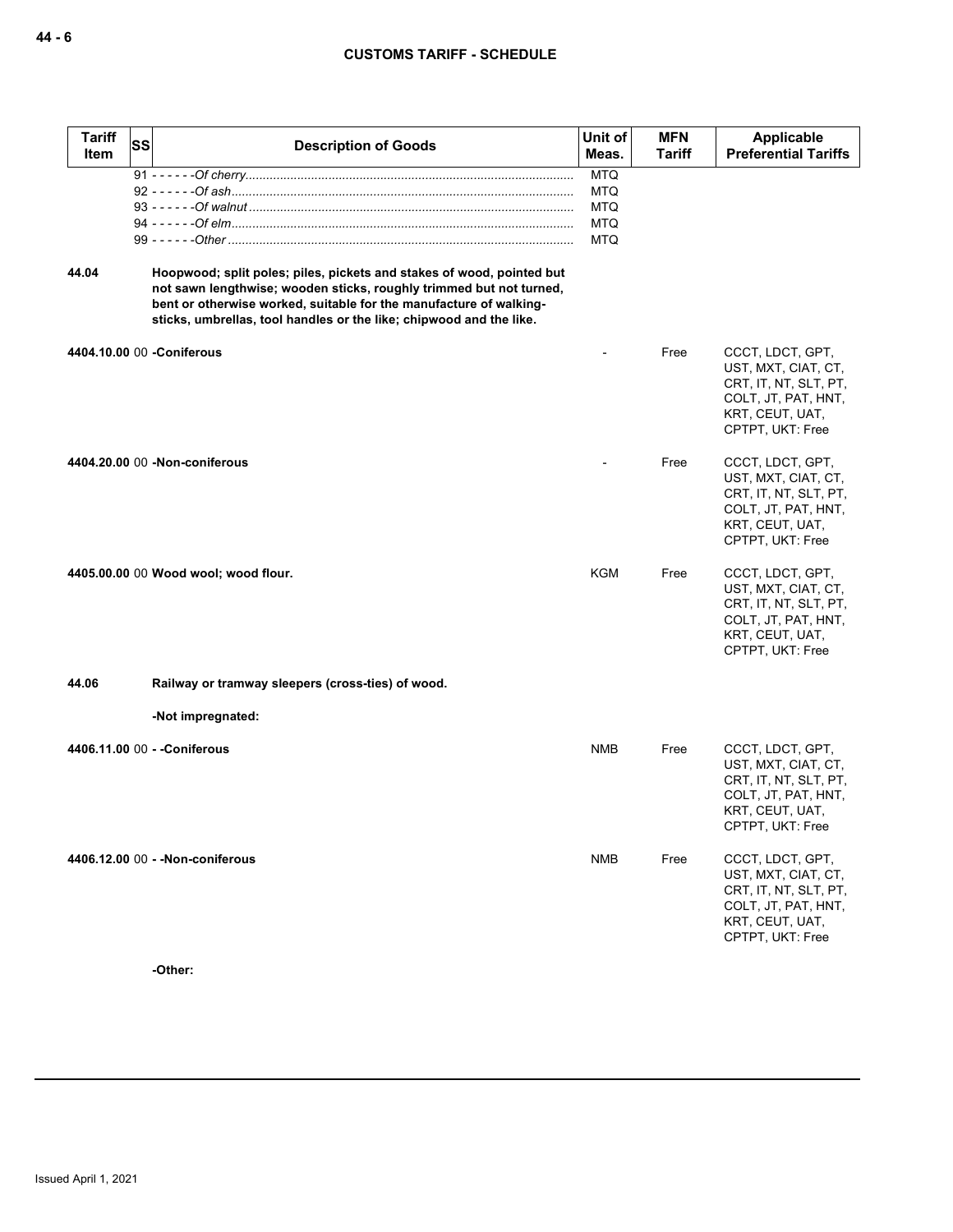| Tariff Item | SS | Description of Goods | Unit of Meas. | MFN Tariff | Applicable Preferential Tariffs |
|---|---|---|---|---|---|
| | | 91 - - - - - -*Of cherry* | MTQ | | |
| | | 92 - - - - - -*Of ash* | MTQ | | |
| | | 93 - - - - - -*Of walnut* | MTQ | | |
| | | 94 - - - - - -*Of elm* | MTQ | | |
| | | 99 - - - - - -*Other* | MTQ | | |
| **44.04** | | **Hoopwood; split poles; piles, pickets and stakes of wood, pointed but not sawn lengthwise; wooden sticks, roughly trimmed but not turned, bent or otherwise worked, suitable for the manufacture of walking-sticks, umbrellas, tool handles or the like; chipwood and the like.** | | | |
| **4404.10.00** | 00 | **-Coniferous** | - | Free | CCCT, LDCT, GPT, UST, MXT, CIAT, CT, CRT, IT, NT, SLT, PT, COLT, JT, PAT, HNT, KRT, CEUT, UAT, CPTPT, UKT: Free |
| **4404.20.00** | 00 | **-Non-coniferous** | - | Free | CCCT, LDCT, GPT, UST, MXT, CIAT, CT, CRT, IT, NT, SLT, PT, COLT, JT, PAT, HNT, KRT, CEUT, UAT, CPTPT, UKT: Free |
| **4405.00.00** | 00 | **Wood wool; wood flour.** | KGM | Free | CCCT, LDCT, GPT, UST, MXT, CIAT, CT, CRT, IT, NT, SLT, PT, COLT, JT, PAT, HNT, KRT, CEUT, UAT, CPTPT, UKT: Free |
| **44.06** | | **Railway or tramway sleepers (cross-ties) of wood.** | | | |
| | | **-Not impregnated:** | | | |
| **4406.11.00** | 00 | **- -Coniferous** | NMB | Free | CCCT, LDCT, GPT, UST, MXT, CIAT, CT, CRT, IT, NT, SLT, PT, COLT, JT, PAT, HNT, KRT, CEUT, UAT, CPTPT, UKT: Free |
| **4406.12.00** | 00 | **- -Non-coniferous** | NMB | Free | CCCT, LDCT, GPT, UST, MXT, CIAT, CT, CRT, IT, NT, SLT, PT, COLT, JT, PAT, HNT, KRT, CEUT, UAT, CPTPT, UKT: Free |
| | | **-Other:** | | | |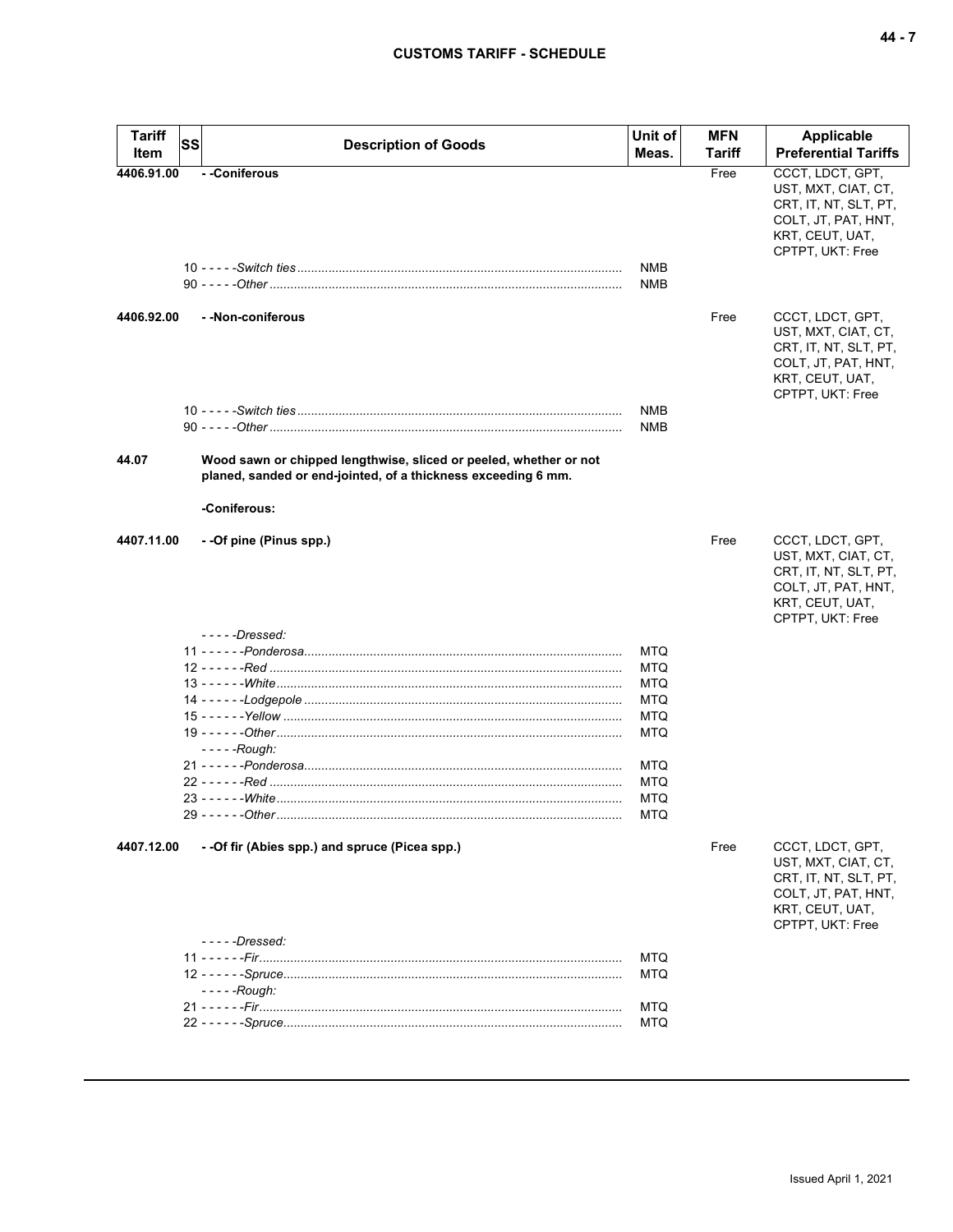| Tariff Item | SS | Description of Goods | Unit of Meas. | MFN Tariff | Applicable Preferential Tariffs |
|---|---|---|---|---|---|
| 4406.91.00 | | - -Coniferous | | Free | CCCT, LDCT, GPT, UST, MXT, CIAT, CT, CRT, IT, NT, SLT, PT, COLT, JT, PAT, HNT, KRT, CEUT, UAT, CPTPT, UKT: Free |
| | | 10 - - - - -*Switch ties* | NMB | | |
| | | 90 - - - - -*Other* | NMB | | |
| 4406.92.00 | | - -Non-coniferous | | Free | CCCT, LDCT, GPT, UST, MXT, CIAT, CT, CRT, IT, NT, SLT, PT, COLT, JT, PAT, HNT, KRT, CEUT, UAT, CPTPT, UKT: Free |
| | | 10 - - - - -*Switch ties* | NMB | | |
| | | 90 - - - - -*Other* | NMB | | |
| 44.07 | | **Wood sawn or chipped lengthwise, sliced or peeled, whether or not planed, sanded or end-jointed, of a thickness exceeding 6 mm.** | | | |
| | | **-Coniferous:** | | | |
| 4407.11.00 | | - -Of pine (Pinus spp.) | | Free | CCCT, LDCT, GPT, UST, MXT, CIAT, CT, CRT, IT, NT, SLT, PT, COLT, JT, PAT, HNT, KRT, CEUT, UAT, CPTPT, UKT: Free |
| | | - - - - -*Dressed:* | | | |
| | | 11 - - - - - -*Ponderosa* | MTQ | | |
| | | 12 - - - - - -*Red* | MTQ | | |
| | | 13 - - - - - -*White* | MTQ | | |
| | | 14 - - - - - -*Lodgepole* | MTQ | | |
| | | 15 - - - - - -*Yellow* | MTQ | | |
| | | 19 - - - - - -*Other* | MTQ | | |
| | | - - - - -*Rough:* | | | |
| | | 21 - - - - - -*Ponderosa* | MTQ | | |
| | | 22 - - - - - -*Red* | MTQ | | |
| | | 23 - - - - - -*White* | MTQ | | |
| | | 29 - - - - - -*Other* | MTQ | | |
| 4407.12.00 | | - -Of fir (Abies spp.) and spruce (Picea spp.) | | Free | CCCT, LDCT, GPT, UST, MXT, CIAT, CT, CRT, IT, NT, SLT, PT, COLT, JT, PAT, HNT, KRT, CEUT, UAT, CPTPT, UKT: Free |
| | | - - - - -*Dressed:* | | | |
| | | 11 - - - - - -*Fir* | MTQ | | |
| | | 12 - - - - - -*Spruce* | MTQ | | |
| | | - - - - -*Rough:* | | | |
| | | 21 - - - - - -*Fir* | MTQ | | |
| | | 22 - - - - - -*Spruce* | MTQ | | |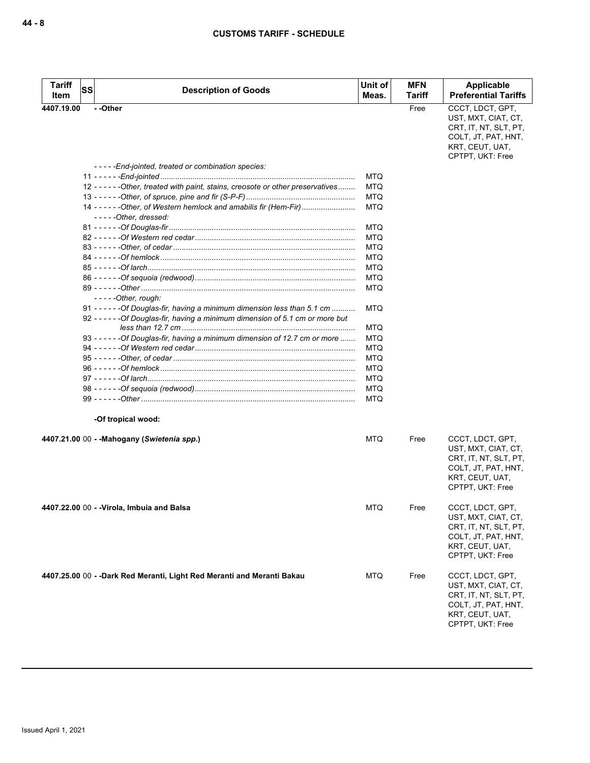| Tariff Item | SS | Description of Goods | Unit of Meas. | MFN Tariff | Applicable Preferential Tariffs |
|---|---|---|---|---|---|
| 4407.19.00 | | - -Other | | Free | CCCT, LDCT, GPT, UST, MXT, CIAT, CT, CRT, IT, NT, SLT, PT, COLT, JT, PAT, HNT, KRT, CEUT, UAT, CPTPT, UKT: Free |
| | | *- - - - -End-jointed, treated or combination species:* | | | |
| | 11 | *- - - - - -End-jointed* | MTQ | | |
| | 12 | *- - - - - -Other, treated with paint, stains, creosote or other preservatives* | MTQ | | |
| | 13 | *- - - - - -Other, of spruce, pine and fir (S-P-F)* | MTQ | | |
| | 14 | *- - - - - -Other, of Western hemlock and amabilis fir (Hem-Fir)* | MTQ | | |
| | | *- - - - -Other, dressed:* | | | |
| | 81 | *- - - - - -Of Douglas-fir* | MTQ | | |
| | 82 | *- - - - - -Of Western red cedar* | MTQ | | |
| | 83 | *- - - - - -Other, of cedar* | MTQ | | |
| | 84 | *- - - - - -Of hemlock* | MTQ | | |
| | 85 | *- - - - - -Of larch* | MTQ | | |
| | 86 | *- - - - - -Of sequoia (redwood)* | MTQ | | |
| | 89 | *- - - - - -Other* | MTQ | | |
| | | *- - - - -Other, rough:* | | | |
| | 91 | *- - - - - -Of Douglas-fir, having a minimum dimension less than 5.1 cm* | MTQ | | |
| | 92 | *- - - - - -Of Douglas-fir, having a minimum dimension of 5.1 cm or more but less than 12.7 cm* | MTQ | | |
| | 93 | *- - - - - -Of Douglas-fir, having a minimum dimension of 12.7 cm or more* | MTQ | | |
| | 94 | *- - - - - -Of Western red cedar* | MTQ | | |
| | 95 | *- - - - - -Other, of cedar* | MTQ | | |
| | 96 | *- - - - - -Of hemlock* | MTQ | | |
| | 97 | *- - - - - -Of larch* | MTQ | | |
| | 98 | *- - - - - -Of sequoia (redwood)* | MTQ | | |
| | 99 | *- - - - - -Other* | MTQ | | |
| | | **-Of tropical wood:** | | | |
| 4407.21.00 | 00 | **- -Mahogany (*Swietenia spp.*)** | MTQ | Free | CCCT, LDCT, GPT, UST, MXT, CIAT, CT, CRT, IT, NT, SLT, PT, COLT, JT, PAT, HNT, KRT, CEUT, UAT, CPTPT, UKT: Free |
| 4407.22.00 | 00 | **- -Virola, Imbuia and Balsa** | MTQ | Free | CCCT, LDCT, GPT, UST, MXT, CIAT, CT, CRT, IT, NT, SLT, PT, COLT, JT, PAT, HNT, KRT, CEUT, UAT, CPTPT, UKT: Free |
| 4407.25.00 | 00 | **- -Dark Red Meranti, Light Red Meranti and Meranti Bakau** | MTQ | Free | CCCT, LDCT, GPT, UST, MXT, CIAT, CT, CRT, IT, NT, SLT, PT, COLT, JT, PAT, HNT, KRT, CEUT, UAT, CPTPT, UKT: Free |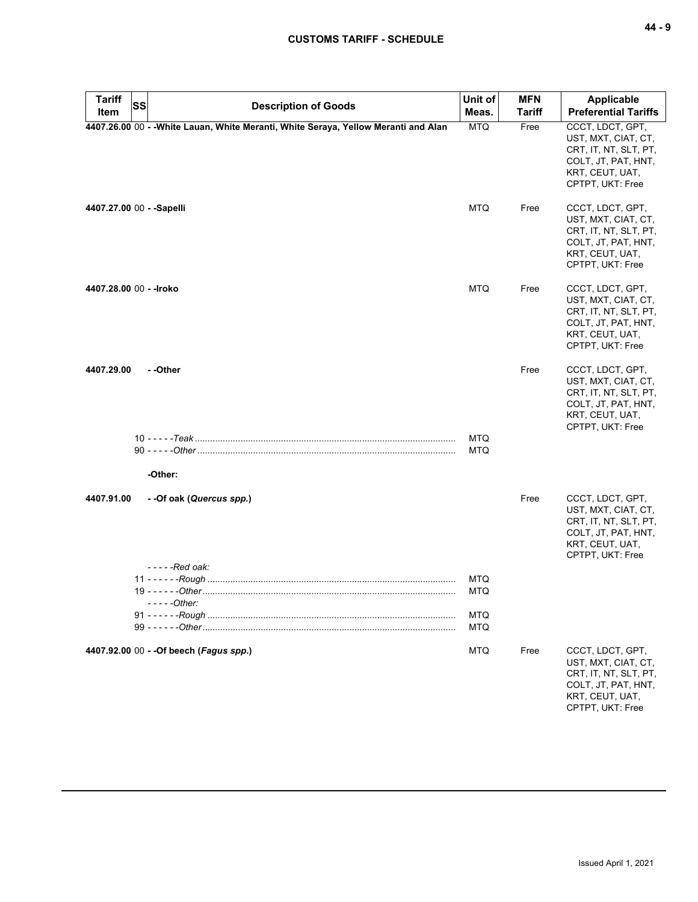| Tariff Item | SS | Description of Goods | Unit of Meas. | MFN Tariff | Applicable Preferential Tariffs |
|---|---|---|---|---|---|
| **4407.26.00** | 00 | **- -White Lauan, White Meranti, White Seraya, Yellow Meranti and Alan** | MTQ | Free | CCCT, LDCT, GPT, UST, MXT, CIAT, CT, CRT, IT, NT, SLT, PT, COLT, JT, PAT, HNT, KRT, CEUT, UAT, CPTPT, UKT: Free |
| **4407.27.00** | 00 | **- -Sapelli** | MTQ | Free | CCCT, LDCT, GPT, UST, MXT, CIAT, CT, CRT, IT, NT, SLT, PT, COLT, JT, PAT, HNT, KRT, CEUT, UAT, CPTPT, UKT: Free |
| **4407.28.00** | 00 | **- -Iroko** | MTQ | Free | CCCT, LDCT, GPT, UST, MXT, CIAT, CT, CRT, IT, NT, SLT, PT, COLT, JT, PAT, HNT, KRT, CEUT, UAT, CPTPT, UKT: Free |
| **4407.29.00** | | **- -Other** | | Free | CCCT, LDCT, GPT, UST, MXT, CIAT, CT, CRT, IT, NT, SLT, PT, COLT, JT, PAT, HNT, KRT, CEUT, UAT, CPTPT, UKT: Free |
| | 10 | - - - - -*Teak* | MTQ | | |
| | 90 | - - - - -*Other* | MTQ | | |
| | | **-Other:** | | | |
| **4407.91.00** | | **- -Of oak (*Quercus spp.*)** | | Free | CCCT, LDCT, GPT, UST, MXT, CIAT, CT, CRT, IT, NT, SLT, PT, COLT, JT, PAT, HNT, KRT, CEUT, UAT, CPTPT, UKT: Free |
| | | - - - - -*Red oak:* | | | |
| | 11 | - - - - - -*Rough* | MTQ | | |
| | 19 | - - - - - -*Other* | MTQ | | |
| | | - - - - -*Other:* | | | |
| | 91 | - - - - - -*Rough* | MTQ | | |
| | 99 | - - - - - -*Other* | MTQ | | |
| **4407.92.00** | 00 | **- -Of beech (*Fagus spp.*)** | MTQ | Free | CCCT, LDCT, GPT, UST, MXT, CIAT, CT, CRT, IT, NT, SLT, PT, COLT, JT, PAT, HNT, KRT, CEUT, UAT, CPTPT, UKT: Free |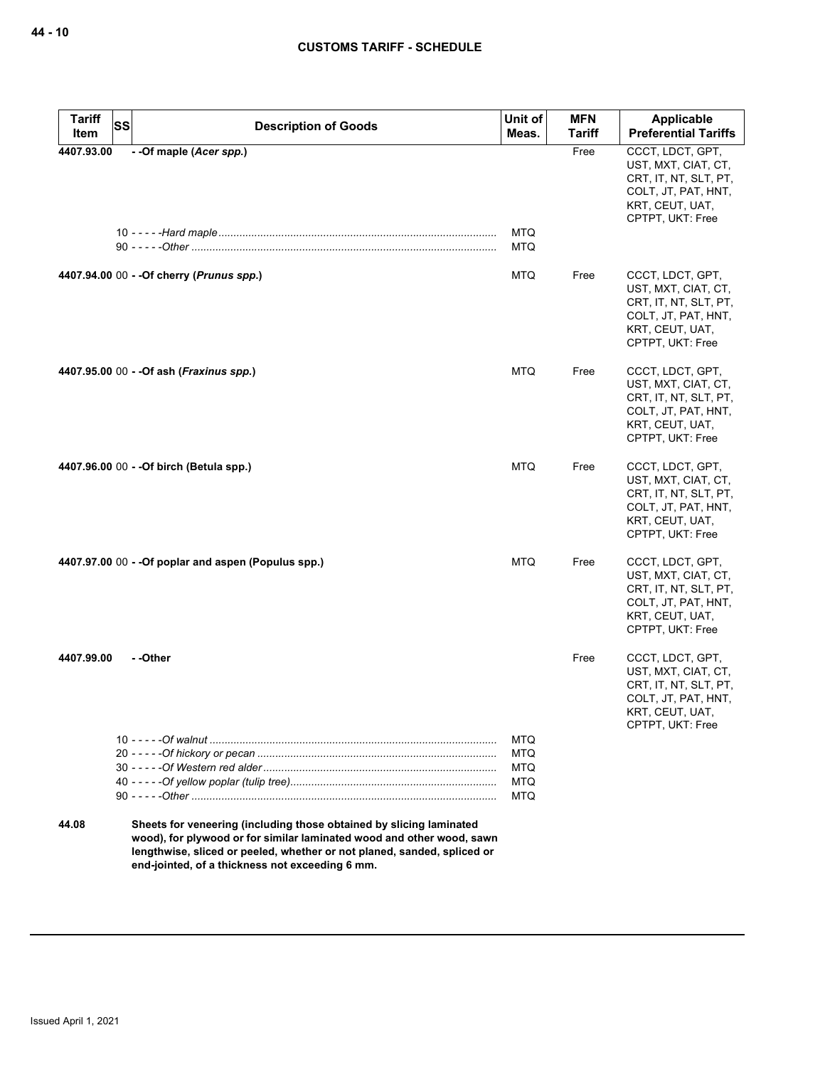| Tariff Item | SS | Description of Goods | Unit of Meas. | MFN Tariff | Applicable Preferential Tariffs |
|---|---|---|---|---|---|
| 4407.93.00 | | - -Of maple (*Acer spp.*) | | Free | CCCT, LDCT, GPT, UST, MXT, CIAT, CT, CRT, IT, NT, SLT, PT, COLT, JT, PAT, HNT, KRT, CEUT, UAT, CPTPT, UKT: Free |
| | 10 | - - - - -*Hard maple* | MTQ | | |
| | 90 | - - - - -*Other* | MTQ | | |
| 4407.94.00 | 00 | - -Of cherry (*Prunus spp.*) | MTQ | Free | CCCT, LDCT, GPT, UST, MXT, CIAT, CT, CRT, IT, NT, SLT, PT, COLT, JT, PAT, HNT, KRT, CEUT, UAT, CPTPT, UKT: Free |
| 4407.95.00 | 00 | - -Of ash (*Fraxinus spp.*) | MTQ | Free | CCCT, LDCT, GPT, UST, MXT, CIAT, CT, CRT, IT, NT, SLT, PT, COLT, JT, PAT, HNT, KRT, CEUT, UAT, CPTPT, UKT: Free |
| 4407.96.00 | 00 | - -Of birch (Betula spp.) | MTQ | Free | CCCT, LDCT, GPT, UST, MXT, CIAT, CT, CRT, IT, NT, SLT, PT, COLT, JT, PAT, HNT, KRT, CEUT, UAT, CPTPT, UKT: Free |
| 4407.97.00 | 00 | - -Of poplar and aspen (Populus spp.) | MTQ | Free | CCCT, LDCT, GPT, UST, MXT, CIAT, CT, CRT, IT, NT, SLT, PT, COLT, JT, PAT, HNT, KRT, CEUT, UAT, CPTPT, UKT: Free |
| 4407.99.00 | | - -Other | | Free | CCCT, LDCT, GPT, UST, MXT, CIAT, CT, CRT, IT, NT, SLT, PT, COLT, JT, PAT, HNT, KRT, CEUT, UAT, CPTPT, UKT: Free |
| | 10 | - - - - -*Of walnut* | MTQ | | |
| | 20 | - - - - -*Of hickory or pecan* | MTQ | | |
| | 30 | - - - - -*Of Western red alder* | MTQ | | |
| | 40 | - - - - -*Of yellow poplar (tulip tree)* | MTQ | | |
| | 90 | - - - - -*Other* | MTQ | | |
| 44.08 | | **Sheets for veneering (including those obtained by slicing laminated wood), for plywood or for similar laminated wood and other wood, sawn lengthwise, sliced or peeled, whether or not planed, sanded, spliced or end-jointed, of a thickness not exceeding 6 mm.** | | | |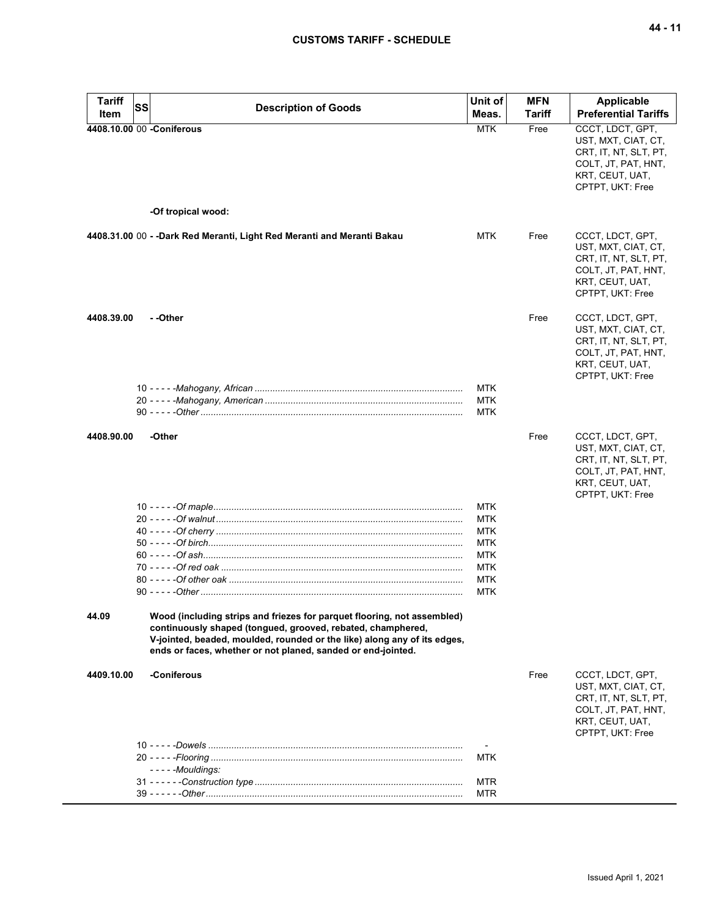| Tariff Item | SS | Description of Goods | Unit of Meas. | MFN Tariff | Applicable Preferential Tariffs |
|---|---|---|---|---|---|
| **4408.10.00** | 00 | **-Coniferous** | MTK | Free | CCCT, LDCT, GPT, UST, MXT, CIAT, CT, CRT, IT, NT, SLT, PT, COLT, JT, PAT, HNT, KRT, CEUT, UAT, CPTPT, UKT: Free |
| | | **-Of tropical wood:** | | | |
| **4408.31.00** | 00 | **- -Dark Red Meranti, Light Red Meranti and Meranti Bakau** | MTK | Free | CCCT, LDCT, GPT, UST, MXT, CIAT, CT, CRT, IT, NT, SLT, PT, COLT, JT, PAT, HNT, KRT, CEUT, UAT, CPTPT, UKT: Free |
| **4408.39.00** | | **- -Other** | | Free | CCCT, LDCT, GPT, UST, MXT, CIAT, CT, CRT, IT, NT, SLT, PT, COLT, JT, PAT, HNT, KRT, CEUT, UAT, CPTPT, UKT: Free |
| | 10 | - - - - -*Mahogany, African* | MTK | | |
| | 20 | - - - - -*Mahogany, American* | MTK | | |
| | 90 | - - - - -*Other* | MTK | | |
| **4408.90.00** | | **-Other** | | Free | CCCT, LDCT, GPT, UST, MXT, CIAT, CT, CRT, IT, NT, SLT, PT, COLT, JT, PAT, HNT, KRT, CEUT, UAT, CPTPT, UKT: Free |
| | 10 | - - - - -*Of maple* | MTK | | |
| | 20 | - - - - -*Of walnut* | MTK | | |
| | 40 | - - - - -*Of cherry* | MTK | | |
| | 50 | - - - - -*Of birch* | MTK | | |
| | 60 | - - - - -*Of ash* | MTK | | |
| | 70 | - - - - -*Of red oak* | MTK | | |
| | 80 | - - - - -*Of other oak* | MTK | | |
| | 90 | - - - - -*Other* | MTK | | |
| **44.09** | | **Wood (including strips and friezes for parquet flooring, not assembled) continuously shaped (tongued, grooved, rebated, champhered, V-jointed, beaded, moulded, rounded or the like) along any of its edges, ends or faces, whether or not planed, sanded or end-jointed.** | | | |
| **4409.10.00** | | **-Coniferous** | | Free | CCCT, LDCT, GPT, UST, MXT, CIAT, CT, CRT, IT, NT, SLT, PT, COLT, JT, PAT, HNT, KRT, CEUT, UAT, CPTPT, UKT: Free |
| | 10 | - - - - -*Dowels* | - | | |
| | 20 | - - - - -*Flooring* | MTK | | |
| | | - - - - -*Mouldings:* | | | |
| | 31 | - - - - - -*Construction type* | MTR | | |
| | 39 | - - - - - -*Other* | MTR | | |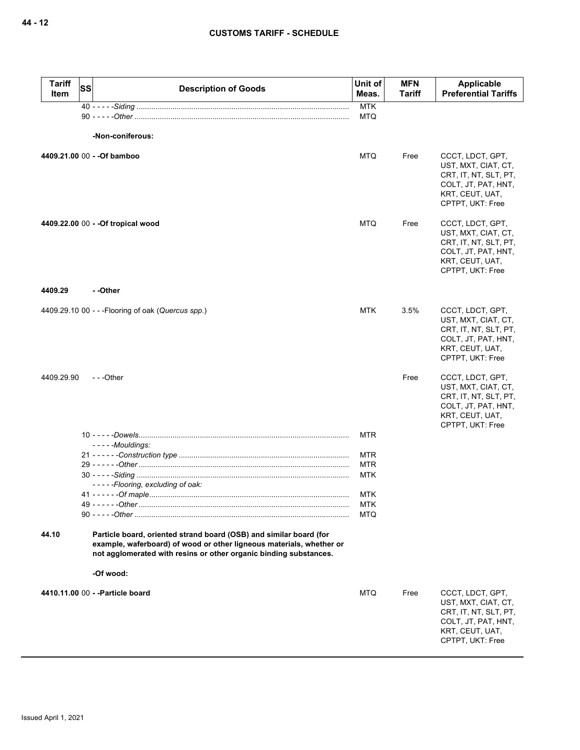| Tariff Item | SS | Description of Goods | Unit of Meas. | MFN Tariff | Applicable Preferential Tariffs |
|---|---|---|---|---|---|
| | 40 | - - - - -*Siding* | MTK | | |
| | 90 | - - - - -*Other* | MTQ | | |
| | | **-Non-coniferous:** | | | |
| **4409.21.00** | 00 | **- -Of bamboo** | MTQ | Free | CCCT, LDCT, GPT, UST, MXT, CIAT, CT, CRT, IT, NT, SLT, PT, COLT, JT, PAT, HNT, KRT, CEUT, UAT, CPTPT, UKT: Free |
| **4409.22.00** | 00 | **- -Of tropical wood** | MTQ | Free | CCCT, LDCT, GPT, UST, MXT, CIAT, CT, CRT, IT, NT, SLT, PT, COLT, JT, PAT, HNT, KRT, CEUT, UAT, CPTPT, UKT: Free |
| **4409.29** | | **- -Other** | | | |
| 4409.29.10 | 00 | - - -Flooring of oak (*Quercus spp.*) | MTK | 3.5% | CCCT, LDCT, GPT, UST, MXT, CIAT, CT, CRT, IT, NT, SLT, PT, COLT, JT, PAT, HNT, KRT, CEUT, UAT, CPTPT, UKT: Free |
| 4409.29.90 | | - - -Other | | Free | CCCT, LDCT, GPT, UST, MXT, CIAT, CT, CRT, IT, NT, SLT, PT, COLT, JT, PAT, HNT, KRT, CEUT, UAT, CPTPT, UKT: Free |
| | 10 | - - - - -*Dowels* | MTR | | |
| | | - - - - -*Mouldings:* | | | |
| | 21 | - - - - - -*Construction type* | MTR | | |
| | 29 | - - - - - -*Other* | MTR | | |
| | 30 | - - - - -*Siding* | MTK | | |
| | | - - - - -*Flooring, excluding of oak:* | | | |
| | 41 | - - - - - -*Of maple* | MTK | | |
| | 49 | - - - - - -*Other* | MTK | | |
| | 90 | - - - - -*Other* | MTQ | | |
| **44.10** | | **Particle board, oriented strand board (OSB) and similar board (for example, waferboard) of wood or other ligneous materials, whether or not agglomerated with resins or other organic binding substances.** | | | |
| | | **-Of wood:** | | | |
| **4410.11.00** | 00 | **- -Particle board** | MTQ | Free | CCCT, LDCT, GPT, UST, MXT, CIAT, CT, CRT, IT, NT, SLT, PT, COLT, JT, PAT, HNT, KRT, CEUT, UAT, CPTPT, UKT: Free |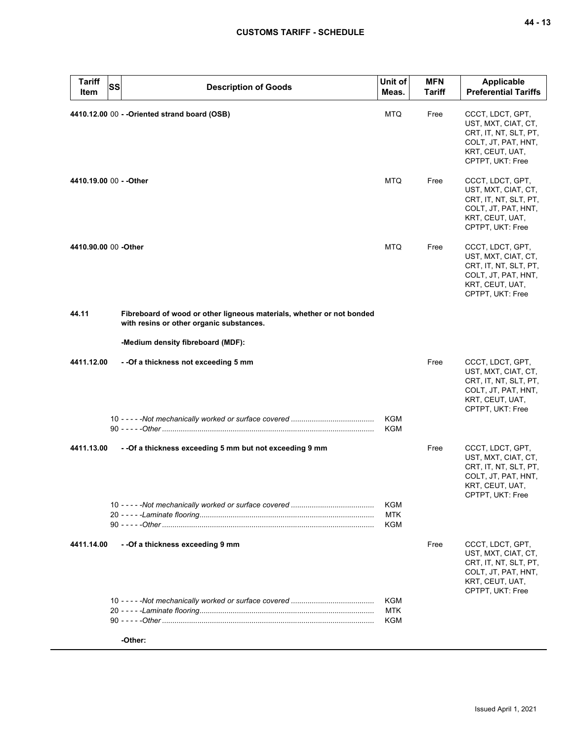| Tariff Item | SS | Description of Goods | Unit of Meas. | MFN Tariff | Applicable Preferential Tariffs |
|---|---|---|---|---|---|
| 4410.12.00 | 00 | **- -Oriented strand board (OSB)** | MTQ | Free | CCCT, LDCT, GPT, UST, MXT, CIAT, CT, CRT, IT, NT, SLT, PT, COLT, JT, PAT, HNT, KRT, CEUT, UAT, CPTPT, UKT: Free |
| 4410.19.00 | 00 | **- -Other** | MTQ | Free | CCCT, LDCT, GPT, UST, MXT, CIAT, CT, CRT, IT, NT, SLT, PT, COLT, JT, PAT, HNT, KRT, CEUT, UAT, CPTPT, UKT: Free |
| 4410.90.00 | 00 | **-Other** | MTQ | Free | CCCT, LDCT, GPT, UST, MXT, CIAT, CT, CRT, IT, NT, SLT, PT, COLT, JT, PAT, HNT, KRT, CEUT, UAT, CPTPT, UKT: Free |
| **44.11** | | **Fibreboard of wood or other ligneous materials, whether or not bonded with resins or other organic substances.** | | | |
| | | **-Medium density fibreboard (MDF):** | | | |
| **4411.12.00** | | **- -Of a thickness not exceeding 5 mm** | | Free | CCCT, LDCT, GPT, UST, MXT, CIAT, CT, CRT, IT, NT, SLT, PT, COLT, JT, PAT, HNT, KRT, CEUT, UAT, CPTPT, UKT: Free |
| | 10 | - - - - -*Not mechanically worked or surface covered* | KGM | | |
| | 90 | - - - - -*Other* | KGM | | |
| **4411.13.00** | | **- -Of a thickness exceeding 5 mm but not exceeding 9 mm** | | Free | CCCT, LDCT, GPT, UST, MXT, CIAT, CT, CRT, IT, NT, SLT, PT, COLT, JT, PAT, HNT, KRT, CEUT, UAT, CPTPT, UKT: Free |
| | 10 | - - - - -*Not mechanically worked or surface covered* | KGM | | |
| | 20 | - - - - -*Laminate flooring* | MTK | | |
| | 90 | - - - - -*Other* | KGM | | |
| **4411.14.00** | | **- -Of a thickness exceeding 9 mm** | | Free | CCCT, LDCT, GPT, UST, MXT, CIAT, CT, CRT, IT, NT, SLT, PT, COLT, JT, PAT, HNT, KRT, CEUT, UAT, CPTPT, UKT: Free |
| | 10 | - - - - -*Not mechanically worked or surface covered* | KGM | | |
| | 20 | - - - - -*Laminate flooring* | MTK | | |
| | 90 | - - - - -*Other* | KGM | | |
| | | **-Other:** | | | |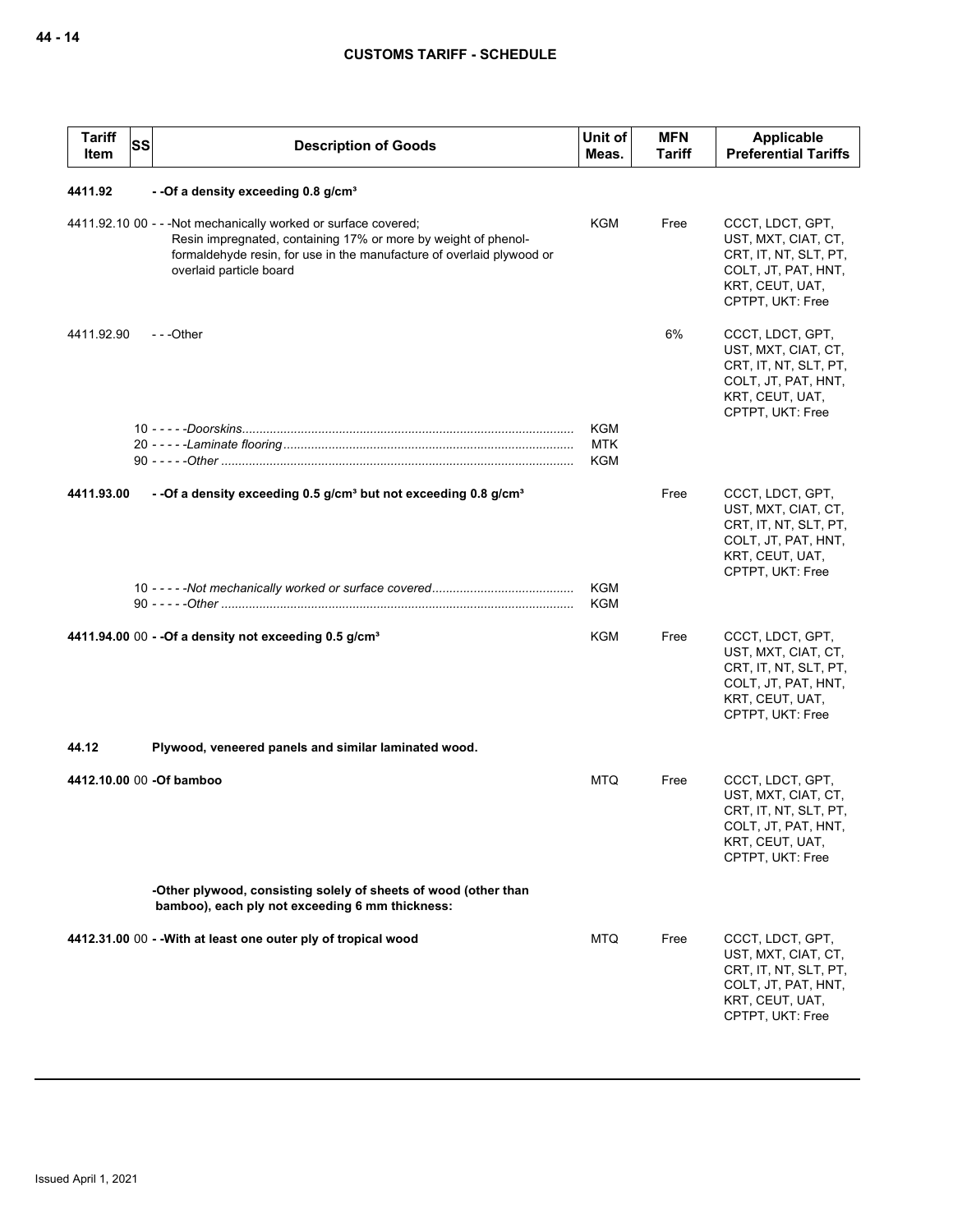| Tariff Item | SS | Description of Goods | Unit of Meas. | MFN Tariff | Applicable Preferential Tariffs |
|---|---|---|---|---|---|
| **4411.92** | | **- -Of a density exceeding 0.8 g/cm³** | | | |
| 4411.92.10 | 00 | - - -Not mechanically worked or surface covered;<br>Resin impregnated, containing 17% or more by weight of phenol-formaldehyde resin, for use in the manufacture of overlaid plywood or overlaid particle board | KGM | Free | CCCT, LDCT, GPT, UST, MXT, CIAT, CT, CRT, IT, NT, SLT, PT, COLT, JT, PAT, HNT, KRT, CEUT, UAT, CPTPT, UKT: Free |
| 4411.92.90 | | - - -Other | | 6% | CCCT, LDCT, GPT, UST, MXT, CIAT, CT, CRT, IT, NT, SLT, PT, COLT, JT, PAT, HNT, KRT, CEUT, UAT, CPTPT, UKT: Free |
| | 10 | - - - - -*Doorskins* | KGM | | |
| | 20 | - - - - -*Laminate flooring* | MTK | | |
| | 90 | - - - - -*Other* | KGM | | |
| **4411.93.00** | | **- -Of a density exceeding 0.5 g/cm³ but not exceeding 0.8 g/cm³** | | Free | CCCT, LDCT, GPT, UST, MXT, CIAT, CT, CRT, IT, NT, SLT, PT, COLT, JT, PAT, HNT, KRT, CEUT, UAT, CPTPT, UKT: Free |
| | 10 | - - - - -*Not mechanically worked or surface covered* | KGM | | |
| | 90 | - - - - -*Other* | KGM | | |
| **4411.94.00** | 00 | **- -Of a density not exceeding 0.5 g/cm³** | KGM | Free | CCCT, LDCT, GPT, UST, MXT, CIAT, CT, CRT, IT, NT, SLT, PT, COLT, JT, PAT, HNT, KRT, CEUT, UAT, CPTPT, UKT: Free |
| **44.12** | | **Plywood, veneered panels and similar laminated wood.** | | | |
| **4412.10.00** | 00 | **-Of bamboo** | MTQ | Free | CCCT, LDCT, GPT, UST, MXT, CIAT, CT, CRT, IT, NT, SLT, PT, COLT, JT, PAT, HNT, KRT, CEUT, UAT, CPTPT, UKT: Free |
| | | **-Other plywood, consisting solely of sheets of wood (other than bamboo), each ply not exceeding 6 mm thickness:** | | | |
| **4412.31.00** | 00 | **- -With at least one outer ply of tropical wood** | MTQ | Free | CCCT, LDCT, GPT, UST, MXT, CIAT, CT, CRT, IT, NT, SLT, PT, COLT, JT, PAT, HNT, KRT, CEUT, UAT, CPTPT, UKT: Free |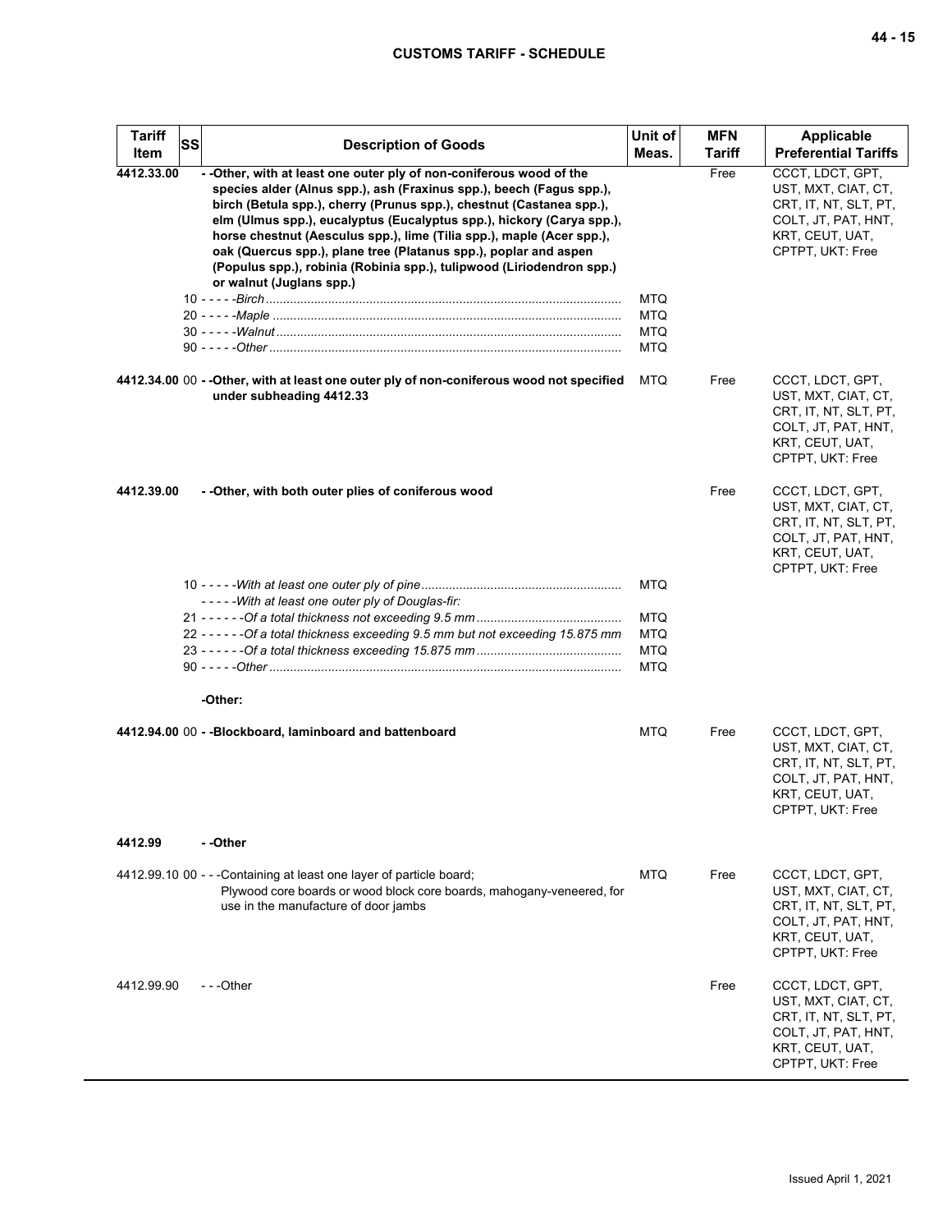| Tariff Item | SS | Description of Goods | Unit of Meas. | MFN Tariff | Applicable Preferential Tariffs |
|---|---|---|---|---|---|
| **4412.33.00** | | **- -Other, with at least one outer ply of non-coniferous wood of the species alder (Alnus spp.), ash (Fraxinus spp.), beech (Fagus spp.), birch (Betula spp.), cherry (Prunus spp.), chestnut (Castanea spp.), elm (Ulmus spp.), eucalyptus (Eucalyptus spp.), hickory (Carya spp.), horse chestnut (Aesculus spp.), lime (Tilia spp.), maple (Acer spp.), oak (Quercus spp.), plane tree (Platanus spp.), poplar and aspen (Populus spp.), robinia (Robinia spp.), tulipwood (Liriodendron spp.) or walnut (Juglans spp.)** | | Free | CCCT, LDCT, GPT, UST, MXT, CIAT, CT, CRT, IT, NT, SLT, PT, COLT, JT, PAT, HNT, KRT, CEUT, UAT, CPTPT, UKT: Free |
| | 10 | - - - - -*Birch* | MTQ | | |
| | 20 | - - - - -*Maple* | MTQ | | |
| | 30 | - - - - -*Walnut* | MTQ | | |
| | 90 | - - - - -*Other* | MTQ | | |
| **4412.34.00** | 00 | **- -Other, with at least one outer ply of non-coniferous wood not specified under subheading 4412.33** | MTQ | Free | CCCT, LDCT, GPT, UST, MXT, CIAT, CT, CRT, IT, NT, SLT, PT, COLT, JT, PAT, HNT, KRT, CEUT, UAT, CPTPT, UKT: Free |
| **4412.39.00** | | **- -Other, with both outer plies of coniferous wood** | | Free | CCCT, LDCT, GPT, UST, MXT, CIAT, CT, CRT, IT, NT, SLT, PT, COLT, JT, PAT, HNT, KRT, CEUT, UAT, CPTPT, UKT: Free |
| | 10 | - - - - -*With at least one outer ply of pine* | MTQ | | |
| | | - - - - -*With at least one outer ply of Douglas-fir:* | | | |
| | 21 | - - - - - -*Of a total thickness not exceeding 9.5 mm* | MTQ | | |
| | 22 | - - - - - -*Of a total thickness exceeding 9.5 mm but not exceeding 15.875 mm* | MTQ | | |
| | 23 | - - - - - -*Of a total thickness exceeding 15.875 mm* | MTQ | | |
| | 90 | - - - - -*Other* | MTQ | | |
| | | **-Other:** | | | |
| **4412.94.00** | 00 | **- -Blockboard, laminboard and battenboard** | MTQ | Free | CCCT, LDCT, GPT, UST, MXT, CIAT, CT, CRT, IT, NT, SLT, PT, COLT, JT, PAT, HNT, KRT, CEUT, UAT, CPTPT, UKT: Free |
| **4412.99** | | **- -Other** | | | |
| 4412.99.10 | 00 | - - -Containing at least one layer of particle board; Plywood core boards or wood block core boards, mahogany-veneered, for use in the manufacture of door jambs | MTQ | Free | CCCT, LDCT, GPT, UST, MXT, CIAT, CT, CRT, IT, NT, SLT, PT, COLT, JT, PAT, HNT, KRT, CEUT, UAT, CPTPT, UKT: Free |
| 4412.99.90 | | - - -Other | | Free | CCCT, LDCT, GPT, UST, MXT, CIAT, CT, CRT, IT, NT, SLT, PT, COLT, JT, PAT, HNT, KRT, CEUT, UAT, CPTPT, UKT: Free |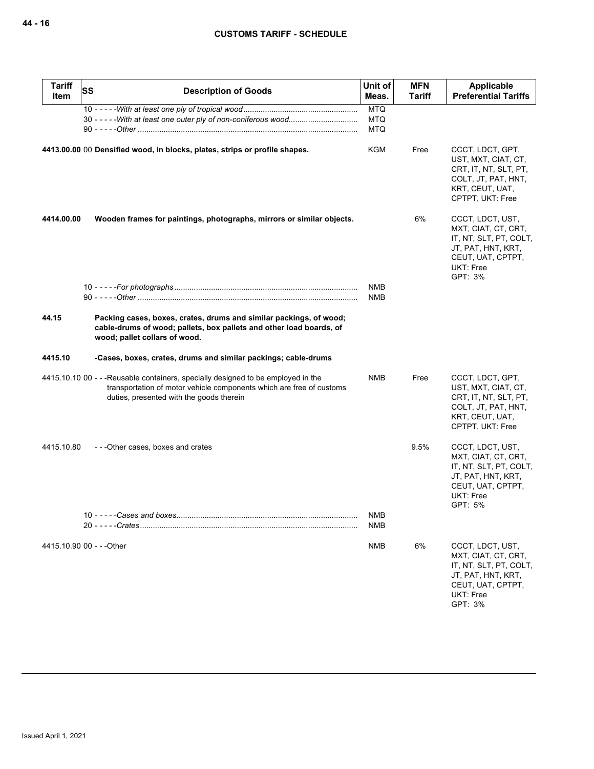| Tariff Item | SS | Description of Goods | Unit of Meas. | MFN Tariff | Applicable Preferential Tariffs |
|---|---|---|---|---|---|
| | | 10 - - - - -*With at least one ply of tropical wood* | MTQ | | |
| | | 30 - - - - -*With at least one outer ply of non-coniferous wood* | MTQ | | |
| | | 90 - - - - -*Other* | MTQ | | |
| 4413.00.00 | 00 | **Densified wood, in blocks, plates, strips or profile shapes.** | KGM | Free | CCCT, LDCT, GPT, UST, MXT, CIAT, CT, CRT, IT, NT, SLT, PT, COLT, JT, PAT, HNT, KRT, CEUT, UAT, CPTPT, UKT: Free |
| **4414.00.00** | | **Wooden frames for paintings, photographs, mirrors or similar objects.** | | 6% | CCCT, LDCT, UST, MXT, CIAT, CT, CRT, IT, NT, SLT, PT, COLT, JT, PAT, HNT, KRT, CEUT, UAT, CPTPT, UKT: Free<br>GPT: 3% |
| | | 10 - - - - -*For photographs* | NMB | | |
| | | 90 - - - - -*Other* | NMB | | |
| **44.15** | | **Packing cases, boxes, crates, drums and similar packings, of wood; cable-drums of wood; pallets, box pallets and other load boards, of wood; pallet collars of wood.** | | | |
| **4415.10** | | **-Cases, boxes, crates, drums and similar packings; cable-drums** | | | |
| 4415.10.10 | 00 | - - -Reusable containers, specially designed to be employed in the transportation of motor vehicle components which are free of customs duties, presented with the goods therein | NMB | Free | CCCT, LDCT, GPT, UST, MXT, CIAT, CT, CRT, IT, NT, SLT, PT, COLT, JT, PAT, HNT, KRT, CEUT, UAT, CPTPT, UKT: Free |
| 4415.10.80 | | - - -Other cases, boxes and crates | | 9.5% | CCCT, LDCT, UST, MXT, CIAT, CT, CRT, IT, NT, SLT, PT, COLT, JT, PAT, HNT, KRT, CEUT, UAT, CPTPT, UKT: Free<br>GPT: 5% |
| | | 10 - - - - -*Cases and boxes* | NMB | | |
| | | 20 - - - - -*Crates* | NMB | | |
| 4415.10.90 | 00 | - - -Other | NMB | 6% | CCCT, LDCT, UST, MXT, CIAT, CT, CRT, IT, NT, SLT, PT, COLT, JT, PAT, HNT, KRT, CEUT, UAT, CPTPT, UKT: Free<br>GPT: 3% |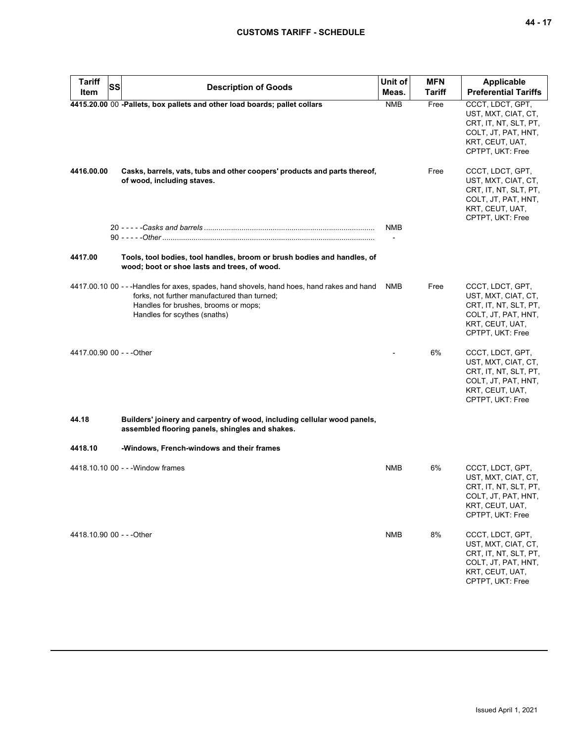| Tariff Item | SS | Description of Goods | Unit of Meas. | MFN Tariff | Applicable Preferential Tariffs |
|---|---|---|---|---|---|
| **4415.20.00** | 00 | **-Pallets, box pallets and other load boards; pallet collars** | NMB | Free | CCCT, LDCT, GPT, UST, MXT, CIAT, CT, CRT, IT, NT, SLT, PT, COLT, JT, PAT, HNT, KRT, CEUT, UAT, CPTPT, UKT: Free |
| **4416.00.00** | | **Casks, barrels, vats, tubs and other coopers' products and parts thereof, of wood, including staves.** | | Free | CCCT, LDCT, GPT, UST, MXT, CIAT, CT, CRT, IT, NT, SLT, PT, COLT, JT, PAT, HNT, KRT, CEUT, UAT, CPTPT, UKT: Free |
| | 20 | - - - - -*Casks and barrels* | NMB | | |
| | 90 | - - - - -*Other* | - | | |
| **4417.00** | | **Tools, tool bodies, tool handles, broom or brush bodies and handles, of wood; boot or shoe lasts and trees, of wood.** | | | |
| 4417.00.10 | 00 | - - -Handles for axes, spades, hand shovels, hand hoes, hand rakes and hand forks, not further manufactured than turned;<br>Handles for brushes, brooms or mops;<br>Handles for scythes (snaths) | NMB | Free | CCCT, LDCT, GPT, UST, MXT, CIAT, CT, CRT, IT, NT, SLT, PT, COLT, JT, PAT, HNT, KRT, CEUT, UAT, CPTPT, UKT: Free |
| 4417.00.90 | 00 | - - -Other | - | 6% | CCCT, LDCT, GPT, UST, MXT, CIAT, CT, CRT, IT, NT, SLT, PT, COLT, JT, PAT, HNT, KRT, CEUT, UAT, CPTPT, UKT: Free |
| **44.18** | | **Builders' joinery and carpentry of wood, including cellular wood panels, assembled flooring panels, shingles and shakes.** | | | |
| **4418.10** | | **-Windows, French-windows and their frames** | | | |
| 4418.10.10 | 00 | - - -Window frames | NMB | 6% | CCCT, LDCT, GPT, UST, MXT, CIAT, CT, CRT, IT, NT, SLT, PT, COLT, JT, PAT, HNT, KRT, CEUT, UAT, CPTPT, UKT: Free |
| 4418.10.90 | 00 | - - -Other | NMB | 8% | CCCT, LDCT, GPT, UST, MXT, CIAT, CT, CRT, IT, NT, SLT, PT, COLT, JT, PAT, HNT, KRT, CEUT, UAT, CPTPT, UKT: Free |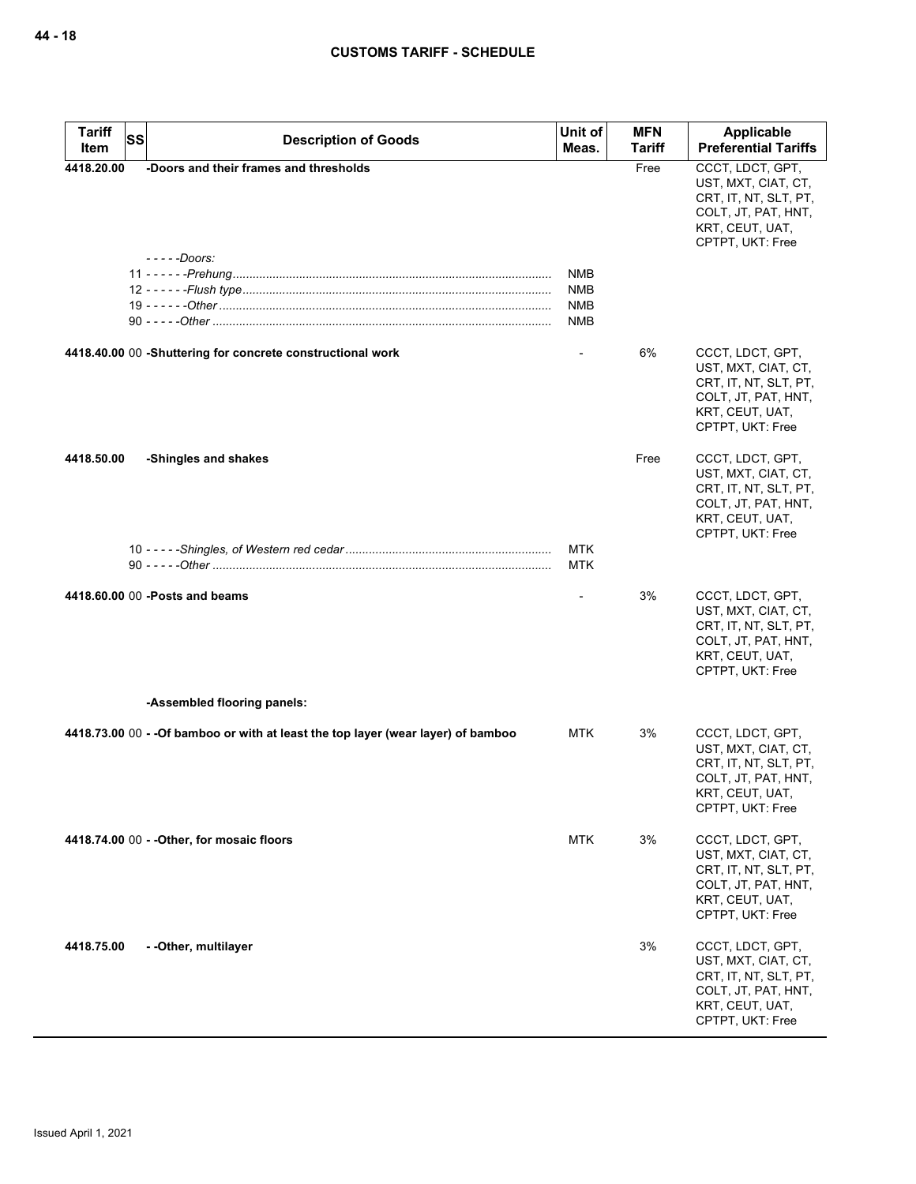| Tariff Item | SS | Description of Goods | Unit of Meas. | MFN Tariff | Applicable Preferential Tariffs |
|---|---|---|---|---|---|
| 4418.20.00 | | -Doors and their frames and thresholds | | Free | CCCT, LDCT, GPT, UST, MXT, CIAT, CT, CRT, IT, NT, SLT, PT, COLT, JT, PAT, HNT, KRT, CEUT, UAT, CPTPT, UKT: Free |
| | | - - - - -*Doors:* | | | |
| | 11 | - - - - - -*Prehung* | NMB | | |
| | 12 | - - - - - -*Flush type* | NMB | | |
| | 19 | - - - - - -*Other* | NMB | | |
| | 90 | - - - - -*Other* | NMB | | |
| 4418.40.00 | 00 | -Shuttering for concrete constructional work | - | 6% | CCCT, LDCT, GPT, UST, MXT, CIAT, CT, CRT, IT, NT, SLT, PT, COLT, JT, PAT, HNT, KRT, CEUT, UAT, CPTPT, UKT: Free |
| 4418.50.00 | | -Shingles and shakes | | Free | CCCT, LDCT, GPT, UST, MXT, CIAT, CT, CRT, IT, NT, SLT, PT, COLT, JT, PAT, HNT, KRT, CEUT, UAT, CPTPT, UKT: Free |
| | 10 | - - - - -*Shingles, of Western red cedar* | MTK | | |
| | 90 | - - - - -*Other* | MTK | | |
| 4418.60.00 | 00 | -Posts and beams | - | 3% | CCCT, LDCT, GPT, UST, MXT, CIAT, CT, CRT, IT, NT, SLT, PT, COLT, JT, PAT, HNT, KRT, CEUT, UAT, CPTPT, UKT: Free |
| | | -Assembled flooring panels: | | | |
| 4418.73.00 | 00 | - -Of bamboo or with at least the top layer (wear layer) of bamboo | MTK | 3% | CCCT, LDCT, GPT, UST, MXT, CIAT, CT, CRT, IT, NT, SLT, PT, COLT, JT, PAT, HNT, KRT, CEUT, UAT, CPTPT, UKT: Free |
| 4418.74.00 | 00 | - -Other, for mosaic floors | MTK | 3% | CCCT, LDCT, GPT, UST, MXT, CIAT, CT, CRT, IT, NT, SLT, PT, COLT, JT, PAT, HNT, KRT, CEUT, UAT, CPTPT, UKT: Free |
| 4418.75.00 | | - -Other, multilayer | | 3% | CCCT, LDCT, GPT, UST, MXT, CIAT, CT, CRT, IT, NT, SLT, PT, COLT, JT, PAT, HNT, KRT, CEUT, UAT, CPTPT, UKT: Free |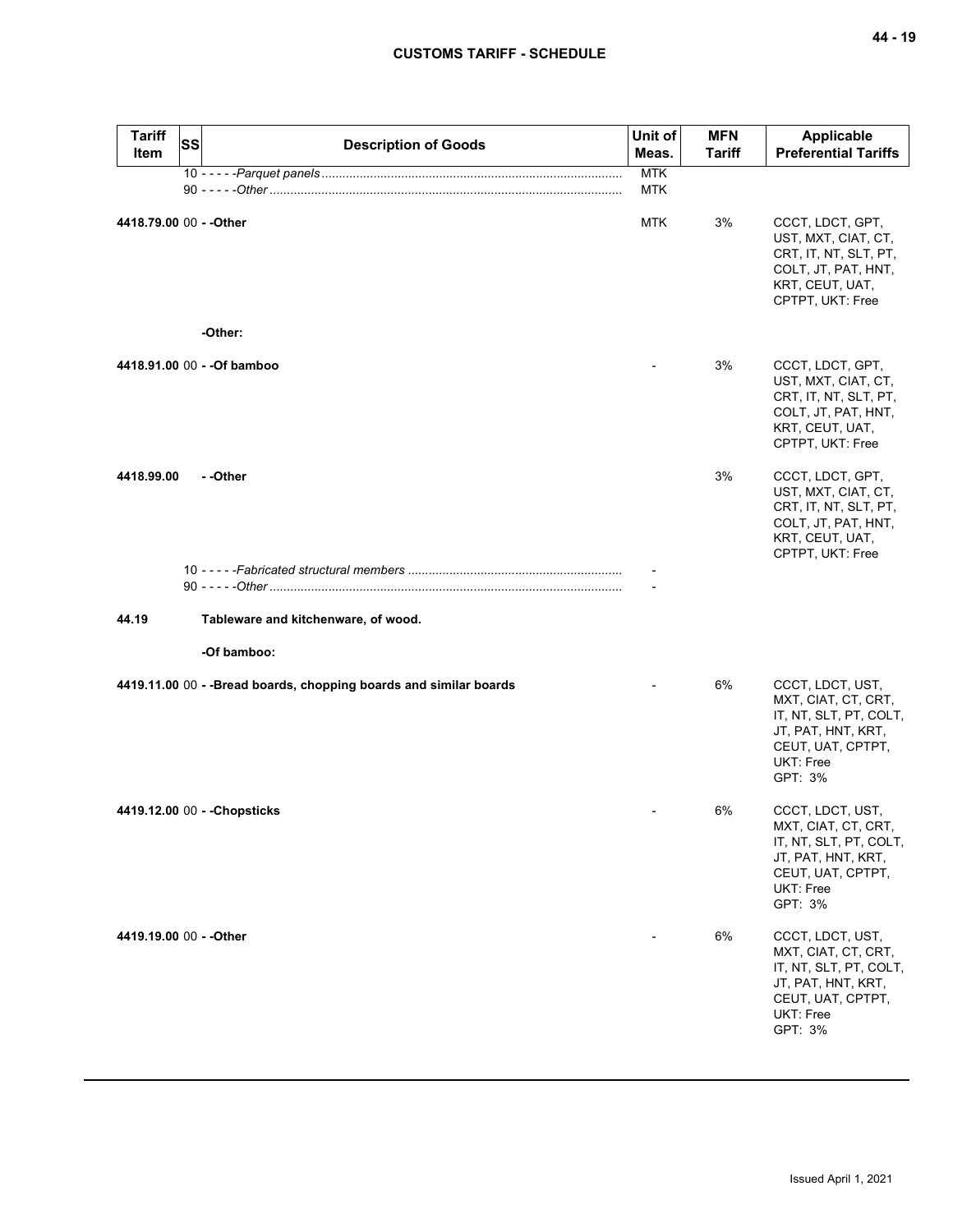| Tariff Item | SS | Description of Goods | Unit of Meas. | MFN Tariff | Applicable Preferential Tariffs |
|---|---|---|---|---|---|
| | 10 | - - - - -*Parquet panels* | MTK | | |
| | 90 | - - - - -*Other* | MTK | | |
| **4418.79.00** | 00 | **- -Other** | MTK | 3% | CCCT, LDCT, GPT, UST, MXT, CIAT, CT, CRT, IT, NT, SLT, PT, COLT, JT, PAT, HNT, KRT, CEUT, UAT, CPTPT, UKT: Free |
| | | **-Other:** | | | |
| **4418.91.00** | 00 | **- -Of bamboo** | - | 3% | CCCT, LDCT, GPT, UST, MXT, CIAT, CT, CRT, IT, NT, SLT, PT, COLT, JT, PAT, HNT, KRT, CEUT, UAT, CPTPT, UKT: Free |
| **4418.99.00** | | **- -Other** | | 3% | CCCT, LDCT, GPT, UST, MXT, CIAT, CT, CRT, IT, NT, SLT, PT, COLT, JT, PAT, HNT, KRT, CEUT, UAT, CPTPT, UKT: Free |
| | 10 | - - - - -*Fabricated structural members* | - | | |
| | 90 | - - - - -*Other* | - | | |
| **44.19** | | **Tableware and kitchenware, of wood.** | | | |
| | | **-Of bamboo:** | | | |
| **4419.11.00** | 00 | **- -Bread boards, chopping boards and similar boards** | - | 6% | CCCT, LDCT, UST, MXT, CIAT, CT, CRT, IT, NT, SLT, PT, COLT, JT, PAT, HNT, KRT, CEUT, UAT, CPTPT, UKT: Free<br>GPT: 3% |
| **4419.12.00** | 00 | **- -Chopsticks** | - | 6% | CCCT, LDCT, UST, MXT, CIAT, CT, CRT, IT, NT, SLT, PT, COLT, JT, PAT, HNT, KRT, CEUT, UAT, CPTPT, UKT: Free<br>GPT: 3% |
| **4419.19.00** | 00 | **- -Other** | - | 6% | CCCT, LDCT, UST, MXT, CIAT, CT, CRT, IT, NT, SLT, PT, COLT, JT, PAT, HNT, KRT, CEUT, UAT, CPTPT, UKT: Free<br>GPT: 3% |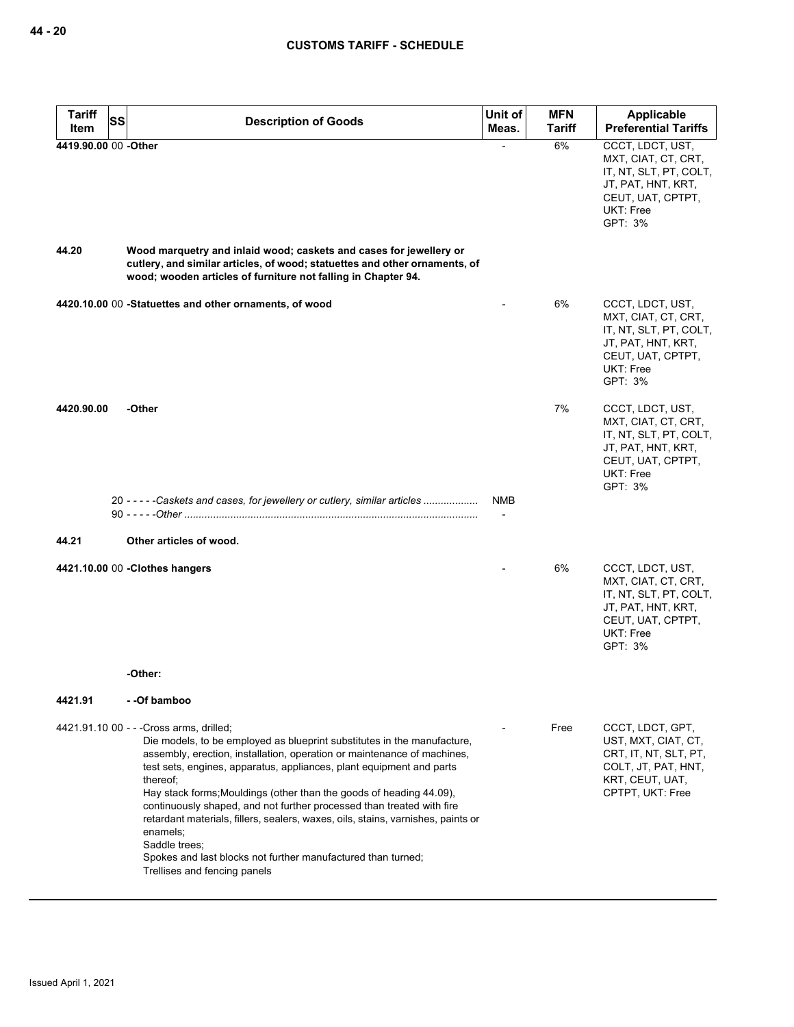| Tariff Item | SS | Description of Goods | Unit of Meas. | MFN Tariff | Applicable Preferential Tariffs |
|---|---|---|---|---|---|
| 4419.90.00 | 00 | **-Other** | - | 6% | CCCT, LDCT, UST, MXT, CIAT, CT, CRT, IT, NT, SLT, PT, COLT, JT, PAT, HNT, KRT, CEUT, UAT, CPTPT, UKT: Free<br>GPT: 3% |
| **44.20** | | **Wood marquetry and inlaid wood; caskets and cases for jewellery or cutlery, and similar articles, of wood; statuettes and other ornaments, of wood; wooden articles of furniture not falling in Chapter 94.** | | | |
| 4420.10.00 | 00 | **-Statuettes and other ornaments, of wood** | - | 6% | CCCT, LDCT, UST, MXT, CIAT, CT, CRT, IT, NT, SLT, PT, COLT, JT, PAT, HNT, KRT, CEUT, UAT, CPTPT, UKT: Free<br>GPT: 3% |
| **4420.90.00** | | **-Other** | | 7% | CCCT, LDCT, UST, MXT, CIAT, CT, CRT, IT, NT, SLT, PT, COLT, JT, PAT, HNT, KRT, CEUT, UAT, CPTPT, UKT: Free<br>GPT: 3% |
| | 20 | - - - - -*Caskets and cases, for jewellery or cutlery, similar articles* | NMB | | |
| | 90 | - - - - -*Other* | - | | |
| **44.21** | | **Other articles of wood.** | | | |
| 4421.10.00 | 00 | **-Clothes hangers** | - | 6% | CCCT, LDCT, UST, MXT, CIAT, CT, CRT, IT, NT, SLT, PT, COLT, JT, PAT, HNT, KRT, CEUT, UAT, CPTPT, UKT: Free<br>GPT: 3% |
| | | **-Other:** | | | |
| **4421.91** | | **- -Of bamboo** | | | |
| 4421.91.10 | 00 | - - -Cross arms, drilled;<br>Die models, to be employed as blueprint substitutes in the manufacture, assembly, erection, installation, operation or maintenance of machines, test sets, engines, apparatus, appliances, plant equipment and parts thereof;<br>Hay stack forms;Mouldings (other than the goods of heading 44.09), continuously shaped, and not further processed than treated with fire retardant materials, fillers, sealers, waxes, oils, stains, varnishes, paints or enamels;<br>Saddle trees;<br>Spokes and last blocks not further manufactured than turned;<br>Trellises and fencing panels | - | Free | CCCT, LDCT, GPT, UST, MXT, CIAT, CT, CRT, IT, NT, SLT, PT, COLT, JT, PAT, HNT, KRT, CEUT, UAT, CPTPT, UKT: Free |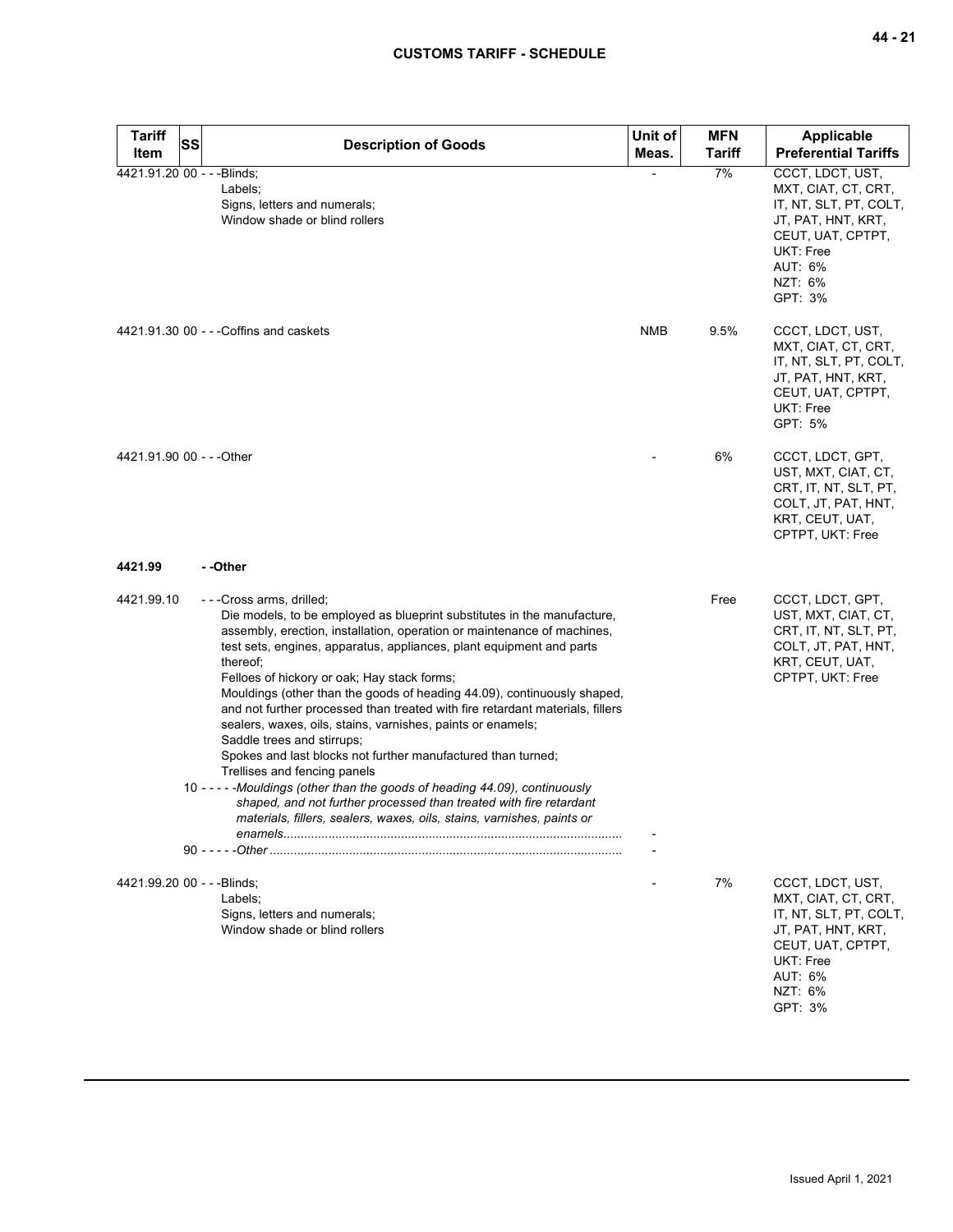| Tariff Item | SS | Description of Goods | Unit of Meas. | MFN Tariff | Applicable Preferential Tariffs |
|---|---|---|---|---|---|
| 4421.91.20 | 00 | - - -Blinds;<br>Labels;<br>Signs, letters and numerals;<br>Window shade or blind rollers | - | 7% | CCCT, LDCT, UST, MXT, CIAT, CT, CRT, IT, NT, SLT, PT, COLT, JT, PAT, HNT, KRT, CEUT, UAT, CPTPT, UKT: Free<br>AUT: 6%<br>NZT: 6%<br>GPT: 3% |
| 4421.91.30 | 00 | - - -Coffins and caskets | NMB | 9.5% | CCCT, LDCT, UST, MXT, CIAT, CT, CRT, IT, NT, SLT, PT, COLT, JT, PAT, HNT, KRT, CEUT, UAT, CPTPT, UKT: Free<br>GPT: 5% |
| 4421.91.90 | 00 | - - -Other | - | 6% | CCCT, LDCT, GPT, UST, MXT, CIAT, CT, CRT, IT, NT, SLT, PT, COLT, JT, PAT, HNT, KRT, CEUT, UAT, CPTPT, UKT: Free |
| **4421.99** | | **- -Other** | | | |
| 4421.99.10 | | - - -Cross arms, drilled;<br>Die models, to be employed as blueprint substitutes in the manufacture, assembly, erection, installation, operation or maintenance of machines, test sets, engines, apparatus, appliances, plant equipment and parts thereof;<br>Felloes of hickory or oak; Hay stack forms;<br>Mouldings (other than the goods of heading 44.09), continuously shaped, and not further processed than treated with fire retardant materials, fillers sealers, waxes, oils, stains, varnishes, paints or enamels;<br>Saddle trees and stirrups;<br>Spokes and last blocks not further manufactured than turned;<br>Trellises and fencing panels | | Free | CCCT, LDCT, GPT, UST, MXT, CIAT, CT, CRT, IT, NT, SLT, PT, COLT, JT, PAT, HNT, KRT, CEUT, UAT, CPTPT, UKT: Free |
| | 10 | - - - - -*Mouldings (other than the goods of heading 44.09), continuously shaped, and not further processed than treated with fire retardant materials, fillers, sealers, waxes, oils, stains, varnishes, paints or enamels* | - | | |
| | 90 | - - - - -*Other* | - | | |
| 4421.99.20 | 00 | - - -Blinds;<br>Labels;<br>Signs, letters and numerals;<br>Window shade or blind rollers | - | 7% | CCCT, LDCT, UST, MXT, CIAT, CT, CRT, IT, NT, SLT, PT, COLT, JT, PAT, HNT, KRT, CEUT, UAT, CPTPT, UKT: Free<br>AUT: 6%<br>NZT: 6%<br>GPT: 3% |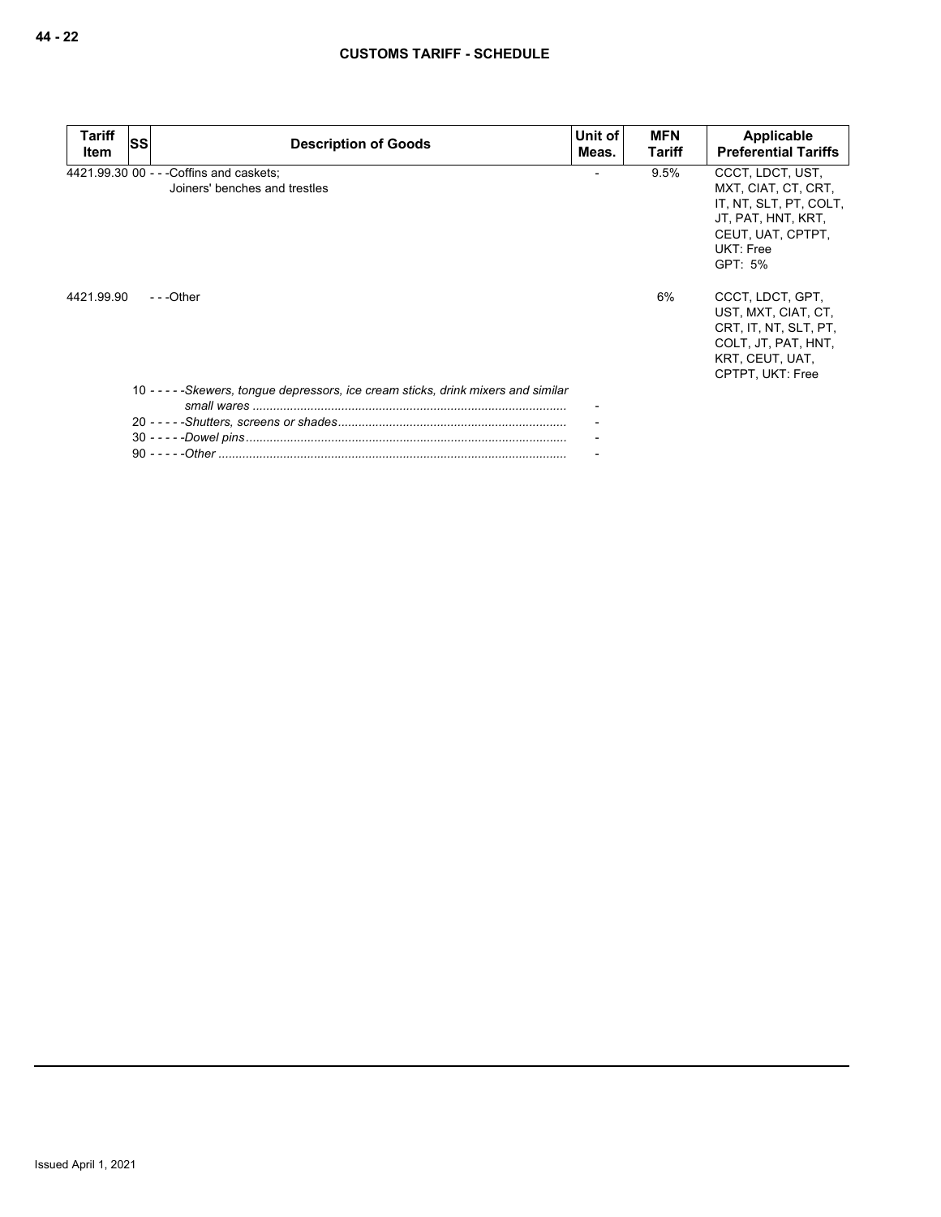| Tariff Item | SS | Description of Goods | Unit of Meas. | MFN Tariff | Applicable Preferential Tariffs |
|---|---|---|---|---|---|
| 4421.99.30 | 00 | - - -Coffins and caskets;<br>Joiners' benches and trestles | - | 9.5% | CCCT, LDCT, UST, MXT, CIAT, CT, CRT, IT, NT, SLT, PT, COLT, JT, PAT, HNT, KRT, CEUT, UAT, CPTPT, UKT: Free<br>GPT: 5% |
| 4421.99.90 | | - - -Other | | 6% | CCCT, LDCT, GPT, UST, MXT, CIAT, CT, CRT, IT, NT, SLT, PT, COLT, JT, PAT, HNT, KRT, CEUT, UAT, CPTPT, UKT: Free |
| | 10 | - - - - -*Skewers, tongue depressors, ice cream sticks, drink mixers and similar small wares* | - | | |
| | 20 | - - - - -*Shutters, screens or shades* | - | | |
| | 30 | - - - - -*Dowel pins* | - | | |
| | 90 | - - - - -*Other* | - | | |